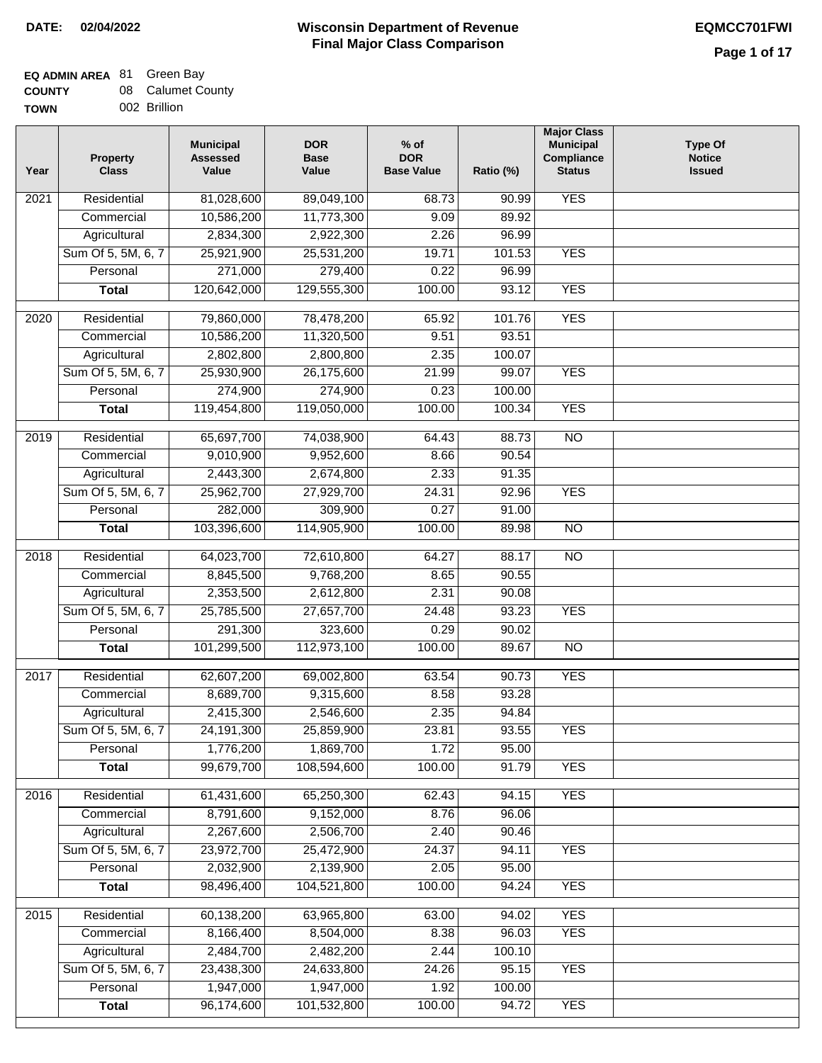**DATE:** 02/04/2022

# Wisconsin Department of Revenue
## Final Major Class Comparison

EQMCC701FWI

**EQ ADMIN AREA** 81 Green Bay
**COUNTY** 08 Calumet County
**TOWN** 002 Brillion

| Year | Property Class | Municipal Assessed Value | DOR Base Value | % of DOR Base Value | Ratio (%) | Major Class Municipal Compliance Status | Type Of Notice Issued |
|---|---|---|---|---|---|---|---|
| 2021 | Residential | 81,028,600 | 89,049,100 | 68.73 | 90.99 | YES | |
| | Commercial | 10,586,200 | 11,773,300 | 9.09 | 89.92 | | |
| | Agricultural | 2,834,300 | 2,922,300 | 2.26 | 96.99 | | |
| | Sum Of 5, 5M, 6, 7 | 25,921,900 | 25,531,200 | 19.71 | 101.53 | YES | |
| | Personal | 271,000 | 279,400 | 0.22 | 96.99 | | |
| | **Total** | 120,642,000 | 129,555,300 | 100.00 | 93.12 | YES | |
| 2020 | Residential | 79,860,000 | 78,478,200 | 65.92 | 101.76 | YES | |
| | Commercial | 10,586,200 | 11,320,500 | 9.51 | 93.51 | | |
| | Agricultural | 2,802,800 | 2,800,800 | 2.35 | 100.07 | | |
| | Sum Of 5, 5M, 6, 7 | 25,930,900 | 26,175,600 | 21.99 | 99.07 | YES | |
| | Personal | 274,900 | 274,900 | 0.23 | 100.00 | | |
| | **Total** | 119,454,800 | 119,050,000 | 100.00 | 100.34 | YES | |
| 2019 | Residential | 65,697,700 | 74,038,900 | 64.43 | 88.73 | NO | |
| | Commercial | 9,010,900 | 9,952,600 | 8.66 | 90.54 | | |
| | Agricultural | 2,443,300 | 2,674,800 | 2.33 | 91.35 | | |
| | Sum Of 5, 5M, 6, 7 | 25,962,700 | 27,929,700 | 24.31 | 92.96 | YES | |
| | Personal | 282,000 | 309,900 | 0.27 | 91.00 | | |
| | **Total** | 103,396,600 | 114,905,900 | 100.00 | 89.98 | NO | |
| 2018 | Residential | 64,023,700 | 72,610,800 | 64.27 | 88.17 | NO | |
| | Commercial | 8,845,500 | 9,768,200 | 8.65 | 90.55 | | |
| | Agricultural | 2,353,500 | 2,612,800 | 2.31 | 90.08 | | |
| | Sum Of 5, 5M, 6, 7 | 25,785,500 | 27,657,700 | 24.48 | 93.23 | YES | |
| | Personal | 291,300 | 323,600 | 0.29 | 90.02 | | |
| | **Total** | 101,299,500 | 112,973,100 | 100.00 | 89.67 | NO | |
| 2017 | Residential | 62,607,200 | 69,002,800 | 63.54 | 90.73 | YES | |
| | Commercial | 8,689,700 | 9,315,600 | 8.58 | 93.28 | | |
| | Agricultural | 2,415,300 | 2,546,600 | 2.35 | 94.84 | | |
| | Sum Of 5, 5M, 6, 7 | 24,191,300 | 25,859,900 | 23.81 | 93.55 | YES | |
| | Personal | 1,776,200 | 1,869,700 | 1.72 | 95.00 | | |
| | **Total** | 99,679,700 | 108,594,600 | 100.00 | 91.79 | YES | |
| 2016 | Residential | 61,431,600 | 65,250,300 | 62.43 | 94.15 | YES | |
| | Commercial | 8,791,600 | 9,152,000 | 8.76 | 96.06 | | |
| | Agricultural | 2,267,600 | 2,506,700 | 2.40 | 90.46 | | |
| | Sum Of 5, 5M, 6, 7 | 23,972,700 | 25,472,900 | 24.37 | 94.11 | YES | |
| | Personal | 2,032,900 | 2,139,900 | 2.05 | 95.00 | | |
| | **Total** | 98,496,400 | 104,521,800 | 100.00 | 94.24 | YES | |
| 2015 | Residential | 60,138,200 | 63,965,800 | 63.00 | 94.02 | YES | |
| | Commercial | 8,166,400 | 8,504,000 | 8.38 | 96.03 | YES | |
| | Agricultural | 2,484,700 | 2,482,200 | 2.44 | 100.10 | | |
| | Sum Of 5, 5M, 6, 7 | 23,438,300 | 24,633,800 | 24.26 | 95.15 | YES | |
| | Personal | 1,947,000 | 1,947,000 | 1.92 | 100.00 | | |
| | **Total** | 96,174,600 | 101,532,800 | 100.00 | 94.72 | YES | |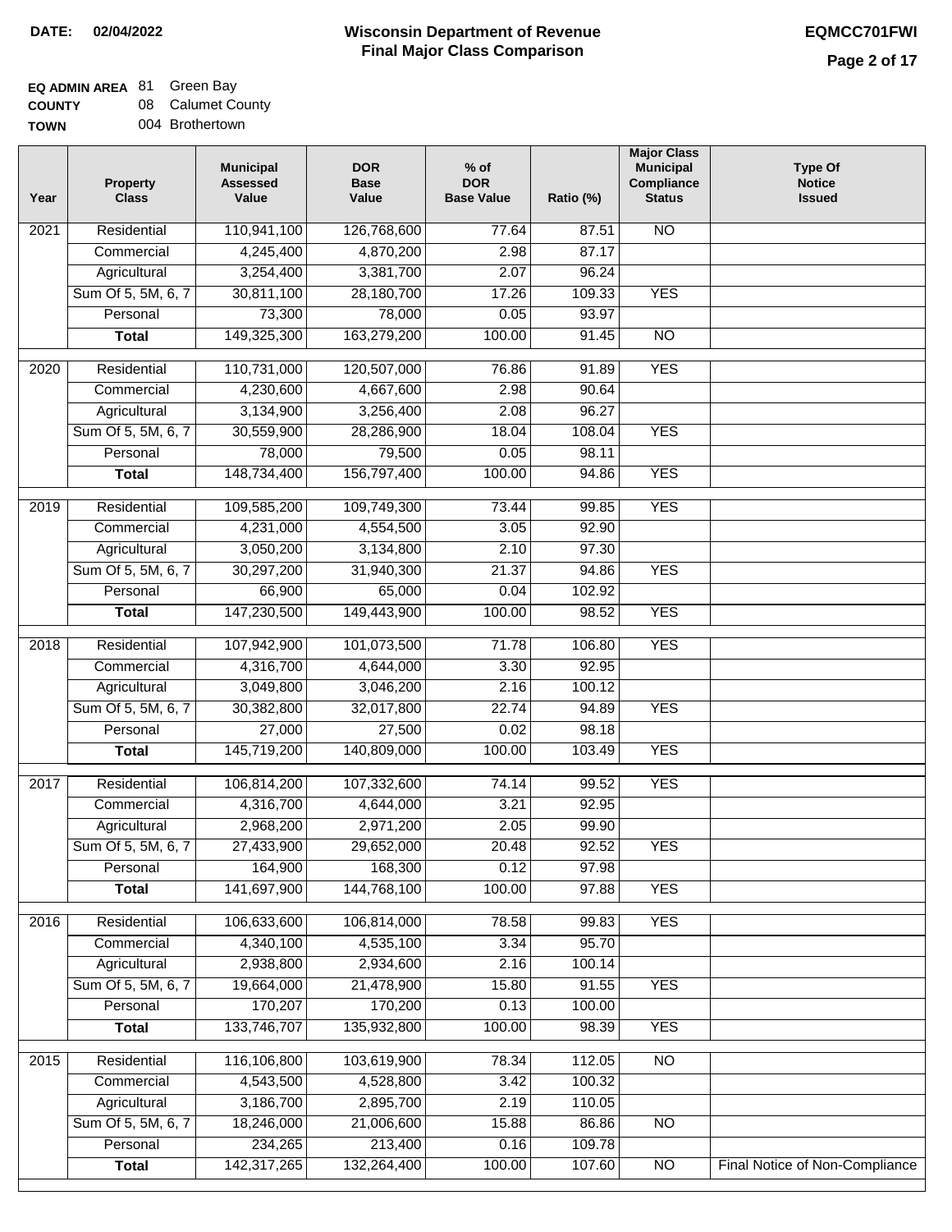**DATE:** 02/04/2022

# Wisconsin Department of Revenue
## Final Major Class Comparison

**EQMCC701FWI**

**EQ ADMIN AREA** 81 Green Bay
**COUNTY** 08 Calumet County
**TOWN** 004 Brothertown

| Year | Property Class | Municipal Assessed Value | DOR Base Value | % of DOR Base Value | Ratio (%) | Major Class Municipal Compliance Status | Type Of Notice Issued |
|---|---|---|---|---|---|---|---|
| 2021 | Residential | 110,941,100 | 126,768,600 | 77.64 | 87.51 | NO | |
| | Commercial | 4,245,400 | 4,870,200 | 2.98 | 87.17 | | |
| | Agricultural | 3,254,400 | 3,381,700 | 2.07 | 96.24 | | |
| | Sum Of 5, 5M, 6, 7 | 30,811,100 | 28,180,700 | 17.26 | 109.33 | YES | |
| | Personal | 73,300 | 78,000 | 0.05 | 93.97 | | |
| | **Total** | 149,325,300 | 163,279,200 | 100.00 | 91.45 | NO | |
| 2020 | Residential | 110,731,000 | 120,507,000 | 76.86 | 91.89 | YES | |
| | Commercial | 4,230,600 | 4,667,600 | 2.98 | 90.64 | | |
| | Agricultural | 3,134,900 | 3,256,400 | 2.08 | 96.27 | | |
| | Sum Of 5, 5M, 6, 7 | 30,559,900 | 28,286,900 | 18.04 | 108.04 | YES | |
| | Personal | 78,000 | 79,500 | 0.05 | 98.11 | | |
| | **Total** | 148,734,400 | 156,797,400 | 100.00 | 94.86 | YES | |
| 2019 | Residential | 109,585,200 | 109,749,300 | 73.44 | 99.85 | YES | |
| | Commercial | 4,231,000 | 4,554,500 | 3.05 | 92.90 | | |
| | Agricultural | 3,050,200 | 3,134,800 | 2.10 | 97.30 | | |
| | Sum Of 5, 5M, 6, 7 | 30,297,200 | 31,940,300 | 21.37 | 94.86 | YES | |
| | Personal | 66,900 | 65,000 | 0.04 | 102.92 | | |
| | **Total** | 147,230,500 | 149,443,900 | 100.00 | 98.52 | YES | |
| 2018 | Residential | 107,942,900 | 101,073,500 | 71.78 | 106.80 | YES | |
| | Commercial | 4,316,700 | 4,644,000 | 3.30 | 92.95 | | |
| | Agricultural | 3,049,800 | 3,046,200 | 2.16 | 100.12 | | |
| | Sum Of 5, 5M, 6, 7 | 30,382,800 | 32,017,800 | 22.74 | 94.89 | YES | |
| | Personal | 27,000 | 27,500 | 0.02 | 98.18 | | |
| | **Total** | 145,719,200 | 140,809,000 | 100.00 | 103.49 | YES | |
| 2017 | Residential | 106,814,200 | 107,332,600 | 74.14 | 99.52 | YES | |
| | Commercial | 4,316,700 | 4,644,000 | 3.21 | 92.95 | | |
| | Agricultural | 2,968,200 | 2,971,200 | 2.05 | 99.90 | | |
| | Sum Of 5, 5M, 6, 7 | 27,433,900 | 29,652,000 | 20.48 | 92.52 | YES | |
| | Personal | 164,900 | 168,300 | 0.12 | 97.98 | | |
| | **Total** | 141,697,900 | 144,768,100 | 100.00 | 97.88 | YES | |
| 2016 | Residential | 106,633,600 | 106,814,000 | 78.58 | 99.83 | YES | |
| | Commercial | 4,340,100 | 4,535,100 | 3.34 | 95.70 | | |
| | Agricultural | 2,938,800 | 2,934,600 | 2.16 | 100.14 | | |
| | Sum Of 5, 5M, 6, 7 | 19,664,000 | 21,478,900 | 15.80 | 91.55 | YES | |
| | Personal | 170,207 | 170,200 | 0.13 | 100.00 | | |
| | **Total** | 133,746,707 | 135,932,800 | 100.00 | 98.39 | YES | |
| 2015 | Residential | 116,106,800 | 103,619,900 | 78.34 | 112.05 | NO | |
| | Commercial | 4,543,500 | 4,528,800 | 3.42 | 100.32 | | |
| | Agricultural | 3,186,700 | 2,895,700 | 2.19 | 110.05 | | |
| | Sum Of 5, 5M, 6, 7 | 18,246,000 | 21,006,600 | 15.88 | 86.86 | NO | |
| | Personal | 234,265 | 213,400 | 0.16 | 109.78 | | |
| | **Total** | 142,317,265 | 132,264,400 | 100.00 | 107.60 | NO | Final Notice of Non-Compliance |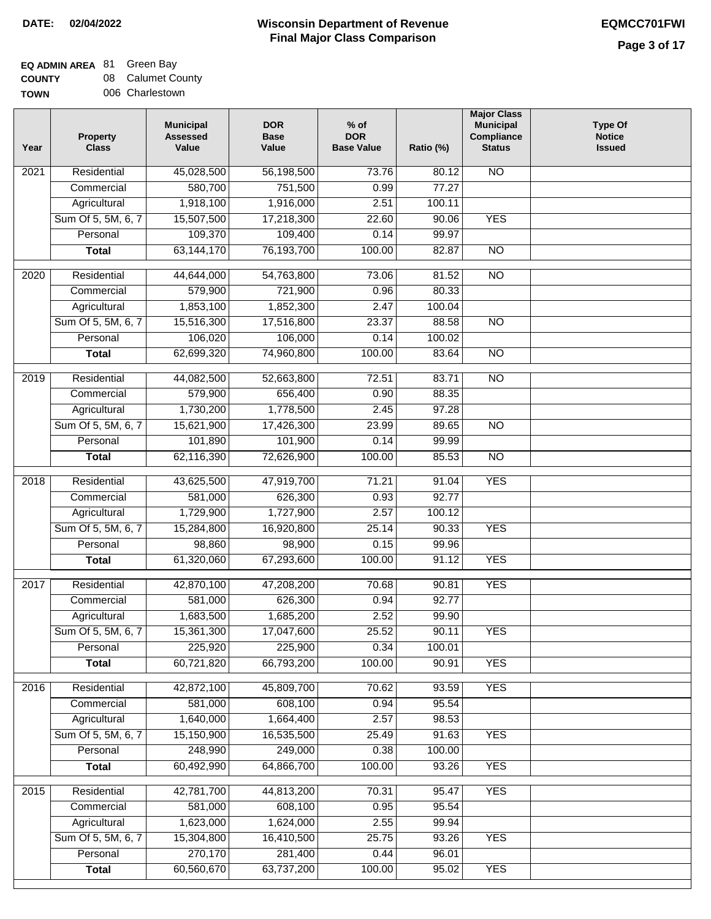**DATE:** 02/04/2022

# Wisconsin Department of Revenue
## Final Major Class Comparison

**EQMCC701FWI**

**EQ ADMIN AREA** 81 Green Bay
**COUNTY** 08 Calumet County
**TOWN** 006 Charlestown

| Year | Property Class | Municipal Assessed Value | DOR Base Value | % of DOR Base Value | Ratio (%) | Major Class Municipal Compliance Status | Type Of Notice Issued |
|---|---|---|---|---|---|---|---|
| 2021 | Residential | 45,028,500 | 56,198,500 | 73.76 | 80.12 | NO | |
| | Commercial | 580,700 | 751,500 | 0.99 | 77.27 | | |
| | Agricultural | 1,918,100 | 1,916,000 | 2.51 | 100.11 | | |
| | Sum Of 5, 5M, 6, 7 | 15,507,500 | 17,218,300 | 22.60 | 90.06 | YES | |
| | Personal | 109,370 | 109,400 | 0.14 | 99.97 | | |
| | **Total** | 63,144,170 | 76,193,700 | 100.00 | 82.87 | NO | |
| 2020 | Residential | 44,644,000 | 54,763,800 | 73.06 | 81.52 | NO | |
| | Commercial | 579,900 | 721,900 | 0.96 | 80.33 | | |
| | Agricultural | 1,853,100 | 1,852,300 | 2.47 | 100.04 | | |
| | Sum Of 5, 5M, 6, 7 | 15,516,300 | 17,516,800 | 23.37 | 88.58 | NO | |
| | Personal | 106,020 | 106,000 | 0.14 | 100.02 | | |
| | **Total** | 62,699,320 | 74,960,800 | 100.00 | 83.64 | NO | |
| 2019 | Residential | 44,082,500 | 52,663,800 | 72.51 | 83.71 | NO | |
| | Commercial | 579,900 | 656,400 | 0.90 | 88.35 | | |
| | Agricultural | 1,730,200 | 1,778,500 | 2.45 | 97.28 | | |
| | Sum Of 5, 5M, 6, 7 | 15,621,900 | 17,426,300 | 23.99 | 89.65 | NO | |
| | Personal | 101,890 | 101,900 | 0.14 | 99.99 | | |
| | **Total** | 62,116,390 | 72,626,900 | 100.00 | 85.53 | NO | |
| 2018 | Residential | 43,625,500 | 47,919,700 | 71.21 | 91.04 | YES | |
| | Commercial | 581,000 | 626,300 | 0.93 | 92.77 | | |
| | Agricultural | 1,729,900 | 1,727,900 | 2.57 | 100.12 | | |
| | Sum Of 5, 5M, 6, 7 | 15,284,800 | 16,920,800 | 25.14 | 90.33 | YES | |
| | Personal | 98,860 | 98,900 | 0.15 | 99.96 | | |
| | **Total** | 61,320,060 | 67,293,600 | 100.00 | 91.12 | YES | |
| 2017 | Residential | 42,870,100 | 47,208,200 | 70.68 | 90.81 | YES | |
| | Commercial | 581,000 | 626,300 | 0.94 | 92.77 | | |
| | Agricultural | 1,683,500 | 1,685,200 | 2.52 | 99.90 | | |
| | Sum Of 5, 5M, 6, 7 | 15,361,300 | 17,047,600 | 25.52 | 90.11 | YES | |
| | Personal | 225,920 | 225,900 | 0.34 | 100.01 | | |
| | **Total** | 60,721,820 | 66,793,200 | 100.00 | 90.91 | YES | |
| 2016 | Residential | 42,872,100 | 45,809,700 | 70.62 | 93.59 | YES | |
| | Commercial | 581,000 | 608,100 | 0.94 | 95.54 | | |
| | Agricultural | 1,640,000 | 1,664,400 | 2.57 | 98.53 | | |
| | Sum Of 5, 5M, 6, 7 | 15,150,900 | 16,535,500 | 25.49 | 91.63 | YES | |
| | Personal | 248,990 | 249,000 | 0.38 | 100.00 | | |
| | **Total** | 60,492,990 | 64,866,700 | 100.00 | 93.26 | YES | |
| 2015 | Residential | 42,781,700 | 44,813,200 | 70.31 | 95.47 | YES | |
| | Commercial | 581,000 | 608,100 | 0.95 | 95.54 | | |
| | Agricultural | 1,623,000 | 1,624,000 | 2.55 | 99.94 | | |
| | Sum Of 5, 5M, 6, 7 | 15,304,800 | 16,410,500 | 25.75 | 93.26 | YES | |
| | Personal | 270,170 | 281,400 | 0.44 | 96.01 | | |
| | **Total** | 60,560,670 | 63,737,200 | 100.00 | 95.02 | YES | |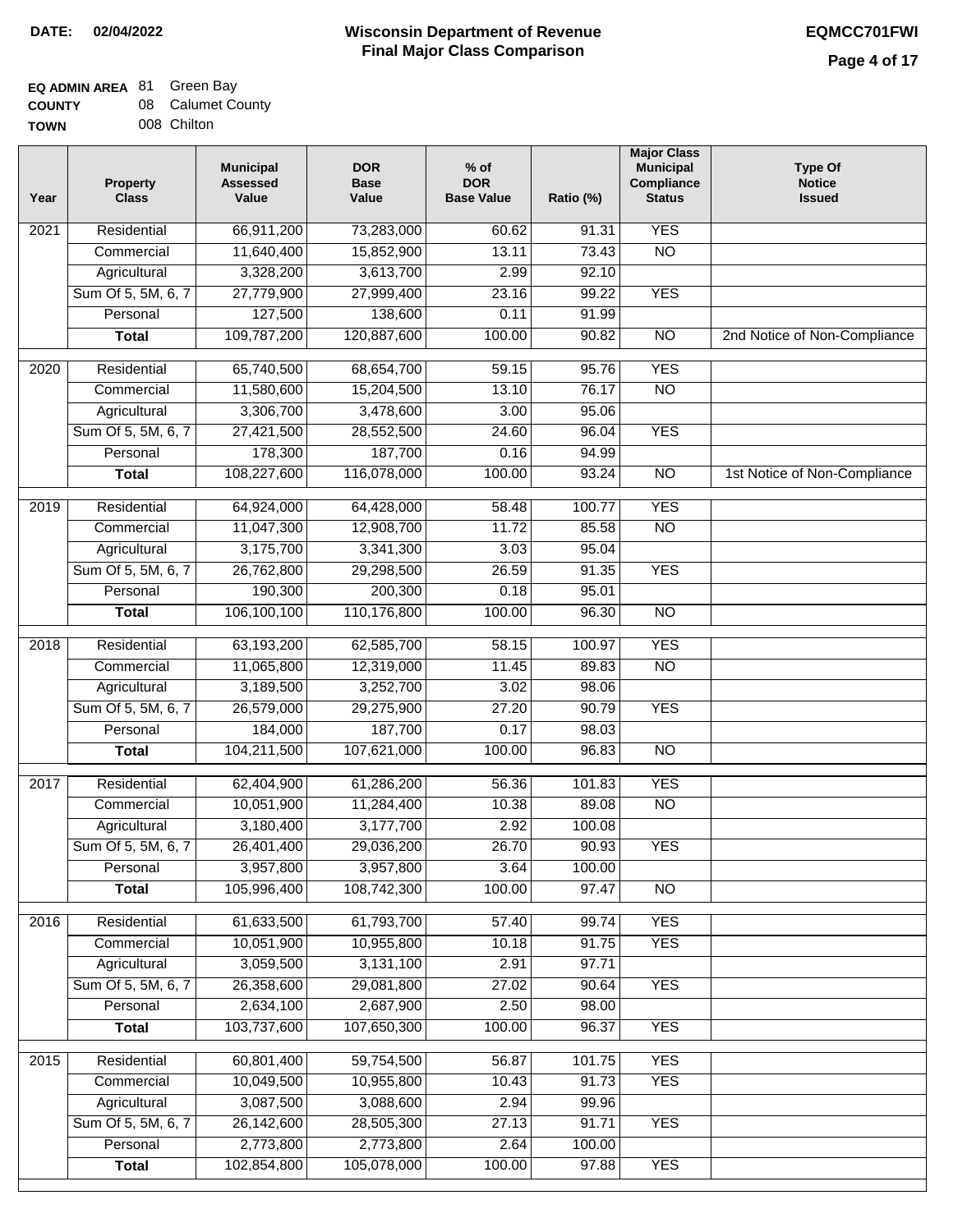**DATE: 02/04/2022**

# Wisconsin Department of Revenue
## Final Major Class Comparison

**EQMCC701FWI**

**EQ ADMIN AREA** 81 Green Bay
**COUNTY** 08 Calumet County
**TOWN** 008 Chilton

| Year | Property Class | Municipal Assessed Value | DOR Base Value | % of DOR Base Value | Ratio (%) | Major Class Municipal Compliance Status | Type Of Notice Issued |
|---|---|---|---|---|---|---|---|
| 2021 | Residential | 66,911,200 | 73,283,000 | 60.62 | 91.31 | YES | |
| | Commercial | 11,640,400 | 15,852,900 | 13.11 | 73.43 | NO | |
| | Agricultural | 3,328,200 | 3,613,700 | 2.99 | 92.10 | | |
| | Sum Of 5, 5M, 6, 7 | 27,779,900 | 27,999,400 | 23.16 | 99.22 | YES | |
| | Personal | 127,500 | 138,600 | 0.11 | 91.99 | | |
| | **Total** | 109,787,200 | 120,887,600 | 100.00 | 90.82 | NO | 2nd Notice of Non-Compliance |
| 2020 | Residential | 65,740,500 | 68,654,700 | 59.15 | 95.76 | YES | |
| | Commercial | 11,580,600 | 15,204,500 | 13.10 | 76.17 | NO | |
| | Agricultural | 3,306,700 | 3,478,600 | 3.00 | 95.06 | | |
| | Sum Of 5, 5M, 6, 7 | 27,421,500 | 28,552,500 | 24.60 | 96.04 | YES | |
| | Personal | 178,300 | 187,700 | 0.16 | 94.99 | | |
| | **Total** | 108,227,600 | 116,078,000 | 100.00 | 93.24 | NO | 1st Notice of Non-Compliance |
| 2019 | Residential | 64,924,000 | 64,428,000 | 58.48 | 100.77 | YES | |
| | Commercial | 11,047,300 | 12,908,700 | 11.72 | 85.58 | NO | |
| | Agricultural | 3,175,700 | 3,341,300 | 3.03 | 95.04 | | |
| | Sum Of 5, 5M, 6, 7 | 26,762,800 | 29,298,500 | 26.59 | 91.35 | YES | |
| | Personal | 190,300 | 200,300 | 0.18 | 95.01 | | |
| | **Total** | 106,100,100 | 110,176,800 | 100.00 | 96.30 | NO | |
| 2018 | Residential | 63,193,200 | 62,585,700 | 58.15 | 100.97 | YES | |
| | Commercial | 11,065,800 | 12,319,000 | 11.45 | 89.83 | NO | |
| | Agricultural | 3,189,500 | 3,252,700 | 3.02 | 98.06 | | |
| | Sum Of 5, 5M, 6, 7 | 26,579,000 | 29,275,900 | 27.20 | 90.79 | YES | |
| | Personal | 184,000 | 187,700 | 0.17 | 98.03 | | |
| | **Total** | 104,211,500 | 107,621,000 | 100.00 | 96.83 | NO | |
| 2017 | Residential | 62,404,900 | 61,286,200 | 56.36 | 101.83 | YES | |
| | Commercial | 10,051,900 | 11,284,400 | 10.38 | 89.08 | NO | |
| | Agricultural | 3,180,400 | 3,177,700 | 2.92 | 100.08 | | |
| | Sum Of 5, 5M, 6, 7 | 26,401,400 | 29,036,200 | 26.70 | 90.93 | YES | |
| | Personal | 3,957,800 | 3,957,800 | 3.64 | 100.00 | | |
| | **Total** | 105,996,400 | 108,742,300 | 100.00 | 97.47 | NO | |
| 2016 | Residential | 61,633,500 | 61,793,700 | 57.40 | 99.74 | YES | |
| | Commercial | 10,051,900 | 10,955,800 | 10.18 | 91.75 | YES | |
| | Agricultural | 3,059,500 | 3,131,100 | 2.91 | 97.71 | | |
| | Sum Of 5, 5M, 6, 7 | 26,358,600 | 29,081,800 | 27.02 | 90.64 | YES | |
| | Personal | 2,634,100 | 2,687,900 | 2.50 | 98.00 | | |
| | **Total** | 103,737,600 | 107,650,300 | 100.00 | 96.37 | YES | |
| 2015 | Residential | 60,801,400 | 59,754,500 | 56.87 | 101.75 | YES | |
| | Commercial | 10,049,500 | 10,955,800 | 10.43 | 91.73 | YES | |
| | Agricultural | 3,087,500 | 3,088,600 | 2.94 | 99.96 | | |
| | Sum Of 5, 5M, 6, 7 | 26,142,600 | 28,505,300 | 27.13 | 91.71 | YES | |
| | Personal | 2,773,800 | 2,773,800 | 2.64 | 100.00 | | |
| | **Total** | 102,854,800 | 105,078,000 | 100.00 | 97.88 | YES | |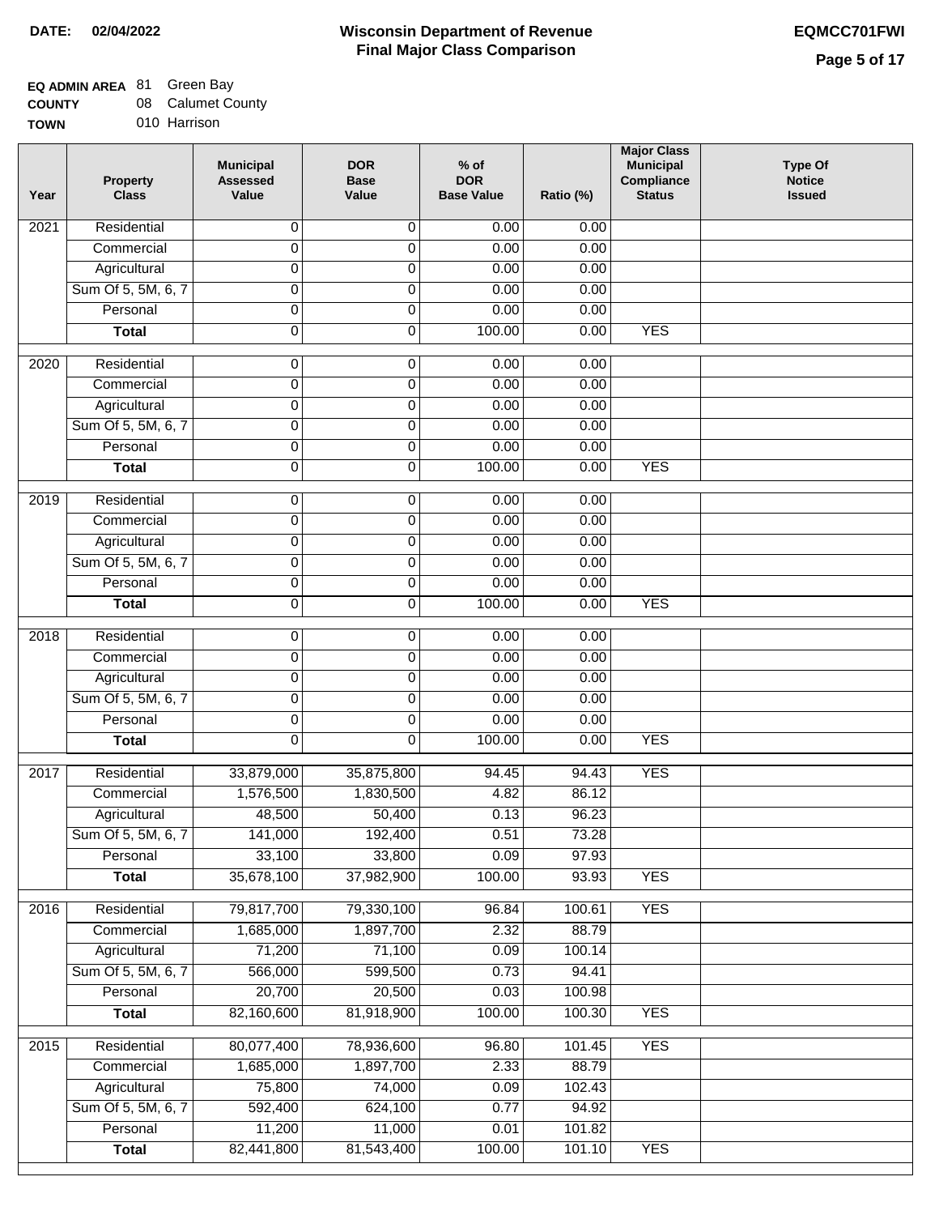**DATE: 02/04/2022**

# Wisconsin Department of Revenue
## Final Major Class Comparison

**EQMCC701FWI**

**EQ ADMIN AREA** 81 Green Bay
**COUNTY** 08 Calumet County
**TOWN** 010 Harrison

| Year | Property Class | Municipal Assessed Value | DOR Base Value | % of DOR Base Value | Ratio (%) | Major Class Municipal Compliance Status | Type Of Notice Issued |
|---|---|---|---|---|---|---|---|
| 2021 | Residential | 0 | 0 | 0.00 | 0.00 | | |
| | Commercial | 0 | 0 | 0.00 | 0.00 | | |
| | Agricultural | 0 | 0 | 0.00 | 0.00 | | |
| | Sum Of 5, 5M, 6, 7 | 0 | 0 | 0.00 | 0.00 | | |
| | Personal | 0 | 0 | 0.00 | 0.00 | | |
| | **Total** | 0 | 0 | 100.00 | 0.00 | YES | |
| 2020 | Residential | 0 | 0 | 0.00 | 0.00 | | |
| | Commercial | 0 | 0 | 0.00 | 0.00 | | |
| | Agricultural | 0 | 0 | 0.00 | 0.00 | | |
| | Sum Of 5, 5M, 6, 7 | 0 | 0 | 0.00 | 0.00 | | |
| | Personal | 0 | 0 | 0.00 | 0.00 | | |
| | **Total** | 0 | 0 | 100.00 | 0.00 | YES | |
| 2019 | Residential | 0 | 0 | 0.00 | 0.00 | | |
| | Commercial | 0 | 0 | 0.00 | 0.00 | | |
| | Agricultural | 0 | 0 | 0.00 | 0.00 | | |
| | Sum Of 5, 5M, 6, 7 | 0 | 0 | 0.00 | 0.00 | | |
| | Personal | 0 | 0 | 0.00 | 0.00 | | |
| | **Total** | 0 | 0 | 100.00 | 0.00 | YES | |
| 2018 | Residential | 0 | 0 | 0.00 | 0.00 | | |
| | Commercial | 0 | 0 | 0.00 | 0.00 | | |
| | Agricultural | 0 | 0 | 0.00 | 0.00 | | |
| | Sum Of 5, 5M, 6, 7 | 0 | 0 | 0.00 | 0.00 | | |
| | Personal | 0 | 0 | 0.00 | 0.00 | | |
| | **Total** | 0 | 0 | 100.00 | 0.00 | YES | |
| 2017 | Residential | 33,879,000 | 35,875,800 | 94.45 | 94.43 | YES | |
| | Commercial | 1,576,500 | 1,830,500 | 4.82 | 86.12 | | |
| | Agricultural | 48,500 | 50,400 | 0.13 | 96.23 | | |
| | Sum Of 5, 5M, 6, 7 | 141,000 | 192,400 | 0.51 | 73.28 | | |
| | Personal | 33,100 | 33,800 | 0.09 | 97.93 | | |
| | **Total** | 35,678,100 | 37,982,900 | 100.00 | 93.93 | YES | |
| 2016 | Residential | 79,817,700 | 79,330,100 | 96.84 | 100.61 | YES | |
| | Commercial | 1,685,000 | 1,897,700 | 2.32 | 88.79 | | |
| | Agricultural | 71,200 | 71,100 | 0.09 | 100.14 | | |
| | Sum Of 5, 5M, 6, 7 | 566,000 | 599,500 | 0.73 | 94.41 | | |
| | Personal | 20,700 | 20,500 | 0.03 | 100.98 | | |
| | **Total** | 82,160,600 | 81,918,900 | 100.00 | 100.30 | YES | |
| 2015 | Residential | 80,077,400 | 78,936,600 | 96.80 | 101.45 | YES | |
| | Commercial | 1,685,000 | 1,897,700 | 2.33 | 88.79 | | |
| | Agricultural | 75,800 | 74,000 | 0.09 | 102.43 | | |
| | Sum Of 5, 5M, 6, 7 | 592,400 | 624,100 | 0.77 | 94.92 | | |
| | Personal | 11,200 | 11,000 | 0.01 | 101.82 | | |
| | **Total** | 82,441,800 | 81,543,400 | 100.00 | 101.10 | YES | |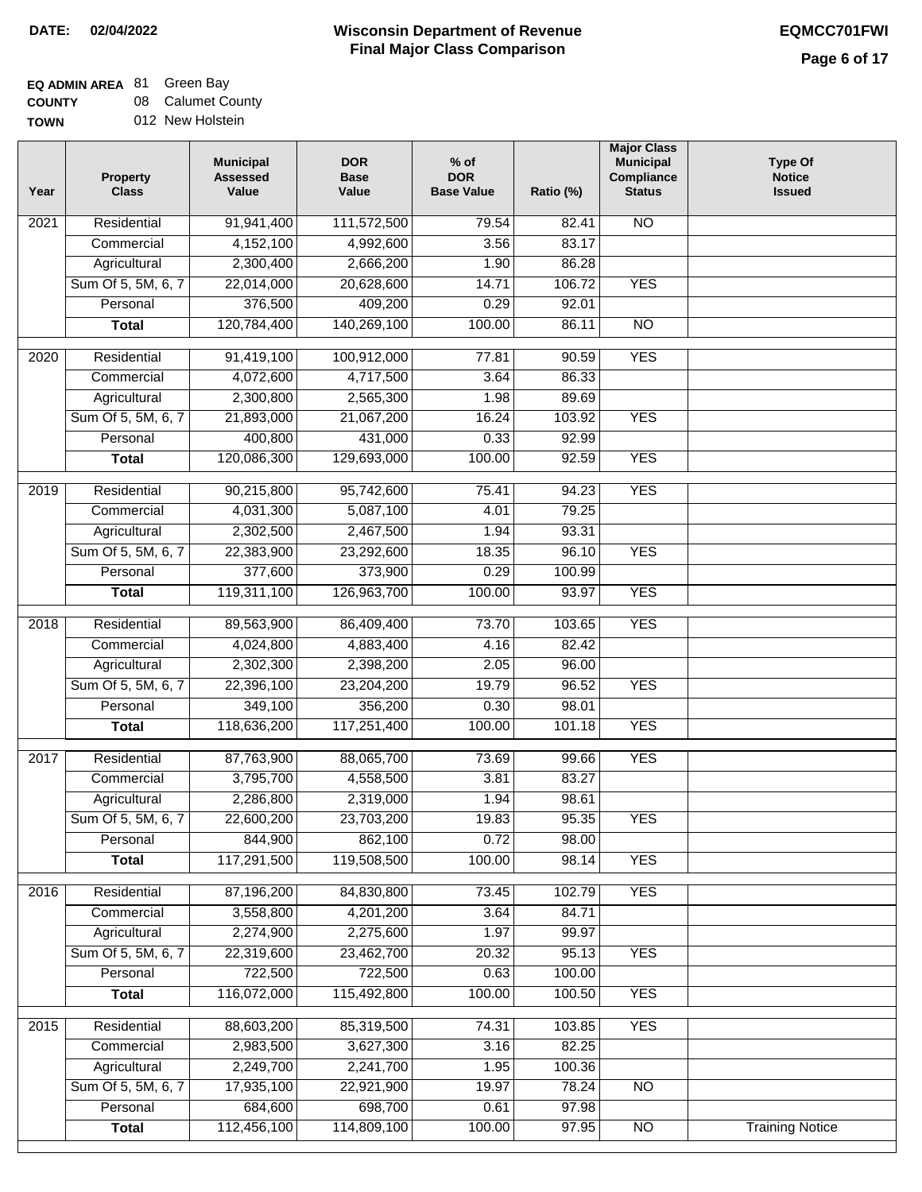# Wisconsin Department of Revenue
## Final Major Class Comparison

**DATE:** 02/04/2022

**EQMCC701FWI**

**EQ ADMIN AREA** 81 Green Bay
**COUNTY** 08 Calumet County
**TOWN** 012 New Holstein

| Year | Property Class | Municipal Assessed Value | DOR Base Value | % of DOR Base Value | Ratio (%) | Major Class Municipal Compliance Status | Type Of Notice Issued |
|---|---|---|---|---|---|---|---|
| 2021 | Residential | 91,941,400 | 111,572,500 | 79.54 | 82.41 | NO | |
| | Commercial | 4,152,100 | 4,992,600 | 3.56 | 83.17 | | |
| | Agricultural | 2,300,400 | 2,666,200 | 1.90 | 86.28 | | |
| | Sum Of 5, 5M, 6, 7 | 22,014,000 | 20,628,600 | 14.71 | 106.72 | YES | |
| | Personal | 376,500 | 409,200 | 0.29 | 92.01 | | |
| | **Total** | 120,784,400 | 140,269,100 | 100.00 | 86.11 | NO | |
| 2020 | Residential | 91,419,100 | 100,912,000 | 77.81 | 90.59 | YES | |
| | Commercial | 4,072,600 | 4,717,500 | 3.64 | 86.33 | | |
| | Agricultural | 2,300,800 | 2,565,300 | 1.98 | 89.69 | | |
| | Sum Of 5, 5M, 6, 7 | 21,893,000 | 21,067,200 | 16.24 | 103.92 | YES | |
| | Personal | 400,800 | 431,000 | 0.33 | 92.99 | | |
| | **Total** | 120,086,300 | 129,693,000 | 100.00 | 92.59 | YES | |
| 2019 | Residential | 90,215,800 | 95,742,600 | 75.41 | 94.23 | YES | |
| | Commercial | 4,031,300 | 5,087,100 | 4.01 | 79.25 | | |
| | Agricultural | 2,302,500 | 2,467,500 | 1.94 | 93.31 | | |
| | Sum Of 5, 5M, 6, 7 | 22,383,900 | 23,292,600 | 18.35 | 96.10 | YES | |
| | Personal | 377,600 | 373,900 | 0.29 | 100.99 | | |
| | **Total** | 119,311,100 | 126,963,700 | 100.00 | 93.97 | YES | |
| 2018 | Residential | 89,563,900 | 86,409,400 | 73.70 | 103.65 | YES | |
| | Commercial | 4,024,800 | 4,883,400 | 4.16 | 82.42 | | |
| | Agricultural | 2,302,300 | 2,398,200 | 2.05 | 96.00 | | |
| | Sum Of 5, 5M, 6, 7 | 22,396,100 | 23,204,200 | 19.79 | 96.52 | YES | |
| | Personal | 349,100 | 356,200 | 0.30 | 98.01 | | |
| | **Total** | 118,636,200 | 117,251,400 | 100.00 | 101.18 | YES | |
| 2017 | Residential | 87,763,900 | 88,065,700 | 73.69 | 99.66 | YES | |
| | Commercial | 3,795,700 | 4,558,500 | 3.81 | 83.27 | | |
| | Agricultural | 2,286,800 | 2,319,000 | 1.94 | 98.61 | | |
| | Sum Of 5, 5M, 6, 7 | 22,600,200 | 23,703,200 | 19.83 | 95.35 | YES | |
| | Personal | 844,900 | 862,100 | 0.72 | 98.00 | | |
| | **Total** | 117,291,500 | 119,508,500 | 100.00 | 98.14 | YES | |
| 2016 | Residential | 87,196,200 | 84,830,800 | 73.45 | 102.79 | YES | |
| | Commercial | 3,558,800 | 4,201,200 | 3.64 | 84.71 | | |
| | Agricultural | 2,274,900 | 2,275,600 | 1.97 | 99.97 | | |
| | Sum Of 5, 5M, 6, 7 | 22,319,600 | 23,462,700 | 20.32 | 95.13 | YES | |
| | Personal | 722,500 | 722,500 | 0.63 | 100.00 | | |
| | **Total** | 116,072,000 | 115,492,800 | 100.00 | 100.50 | YES | |
| 2015 | Residential | 88,603,200 | 85,319,500 | 74.31 | 103.85 | YES | |
| | Commercial | 2,983,500 | 3,627,300 | 3.16 | 82.25 | | |
| | Agricultural | 2,249,700 | 2,241,700 | 1.95 | 100.36 | | |
| | Sum Of 5, 5M, 6, 7 | 17,935,100 | 22,921,900 | 19.97 | 78.24 | NO | |
| | Personal | 684,600 | 698,700 | 0.61 | 97.98 | | |
| | **Total** | 112,456,100 | 114,809,100 | 100.00 | 97.95 | NO | Training Notice |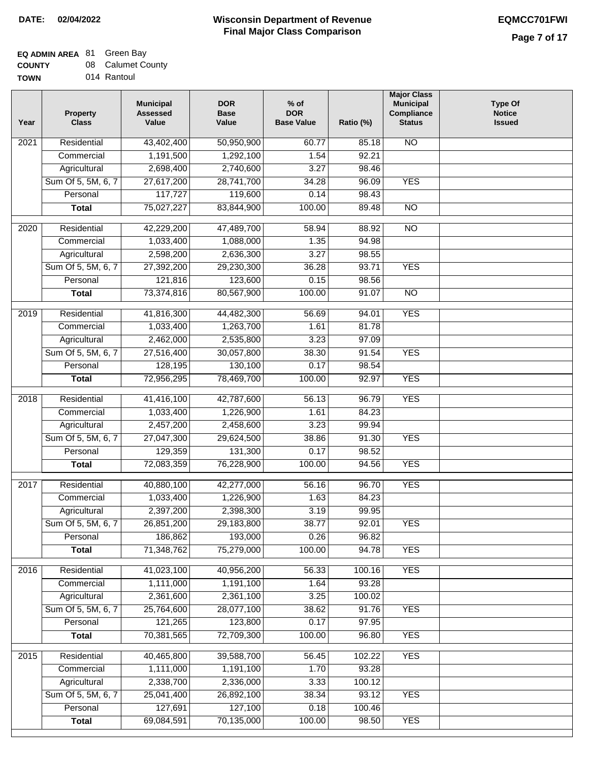**DATE: 02/04/2022**

# Wisconsin Department of Revenue
## Final Major Class Comparison

**EQMCC701FWI**

**EQ ADMIN AREA** 81 Green Bay
**COUNTY** 08 Calumet County
**TOWN** 014 Rantoul

| Year | Property Class | Municipal Assessed Value | DOR Base Value | % of DOR Base Value | Ratio (%) | Major Class Municipal Compliance Status | Type Of Notice Issued |
|---|---|---|---|---|---|---|---|
| 2021 | Residential | 43,402,400 | 50,950,900 | 60.77 | 85.18 | NO | |
| | Commercial | 1,191,500 | 1,292,100 | 1.54 | 92.21 | | |
| | Agricultural | 2,698,400 | 2,740,600 | 3.27 | 98.46 | | |
| | Sum Of 5, 5M, 6, 7 | 27,617,200 | 28,741,700 | 34.28 | 96.09 | YES | |
| | Personal | 117,727 | 119,600 | 0.14 | 98.43 | | |
| | **Total** | 75,027,227 | 83,844,900 | 100.00 | 89.48 | NO | |
| 2020 | Residential | 42,229,200 | 47,489,700 | 58.94 | 88.92 | NO | |
| | Commercial | 1,033,400 | 1,088,000 | 1.35 | 94.98 | | |
| | Agricultural | 2,598,200 | 2,636,300 | 3.27 | 98.55 | | |
| | Sum Of 5, 5M, 6, 7 | 27,392,200 | 29,230,300 | 36.28 | 93.71 | YES | |
| | Personal | 121,816 | 123,600 | 0.15 | 98.56 | | |
| | **Total** | 73,374,816 | 80,567,900 | 100.00 | 91.07 | NO | |
| 2019 | Residential | 41,816,300 | 44,482,300 | 56.69 | 94.01 | YES | |
| | Commercial | 1,033,400 | 1,263,700 | 1.61 | 81.78 | | |
| | Agricultural | 2,462,000 | 2,535,800 | 3.23 | 97.09 | | |
| | Sum Of 5, 5M, 6, 7 | 27,516,400 | 30,057,800 | 38.30 | 91.54 | YES | |
| | Personal | 128,195 | 130,100 | 0.17 | 98.54 | | |
| | **Total** | 72,956,295 | 78,469,700 | 100.00 | 92.97 | YES | |
| 2018 | Residential | 41,416,100 | 42,787,600 | 56.13 | 96.79 | YES | |
| | Commercial | 1,033,400 | 1,226,900 | 1.61 | 84.23 | | |
| | Agricultural | 2,457,200 | 2,458,600 | 3.23 | 99.94 | | |
| | Sum Of 5, 5M, 6, 7 | 27,047,300 | 29,624,500 | 38.86 | 91.30 | YES | |
| | Personal | 129,359 | 131,300 | 0.17 | 98.52 | | |
| | **Total** | 72,083,359 | 76,228,900 | 100.00 | 94.56 | YES | |
| 2017 | Residential | 40,880,100 | 42,277,000 | 56.16 | 96.70 | YES | |
| | Commercial | 1,033,400 | 1,226,900 | 1.63 | 84.23 | | |
| | Agricultural | 2,397,200 | 2,398,300 | 3.19 | 99.95 | | |
| | Sum Of 5, 5M, 6, 7 | 26,851,200 | 29,183,800 | 38.77 | 92.01 | YES | |
| | Personal | 186,862 | 193,000 | 0.26 | 96.82 | | |
| | **Total** | 71,348,762 | 75,279,000 | 100.00 | 94.78 | YES | |
| 2016 | Residential | 41,023,100 | 40,956,200 | 56.33 | 100.16 | YES | |
| | Commercial | 1,111,000 | 1,191,100 | 1.64 | 93.28 | | |
| | Agricultural | 2,361,600 | 2,361,100 | 3.25 | 100.02 | | |
| | Sum Of 5, 5M, 6, 7 | 25,764,600 | 28,077,100 | 38.62 | 91.76 | YES | |
| | Personal | 121,265 | 123,800 | 0.17 | 97.95 | | |
| | **Total** | 70,381,565 | 72,709,300 | 100.00 | 96.80 | YES | |
| 2015 | Residential | 40,465,800 | 39,588,700 | 56.45 | 102.22 | YES | |
| | Commercial | 1,111,000 | 1,191,100 | 1.70 | 93.28 | | |
| | Agricultural | 2,338,700 | 2,336,000 | 3.33 | 100.12 | | |
| | Sum Of 5, 5M, 6, 7 | 25,041,400 | 26,892,100 | 38.34 | 93.12 | YES | |
| | Personal | 127,691 | 127,100 | 0.18 | 100.46 | | |
| | **Total** | 69,084,591 | 70,135,000 | 100.00 | 98.50 | YES | |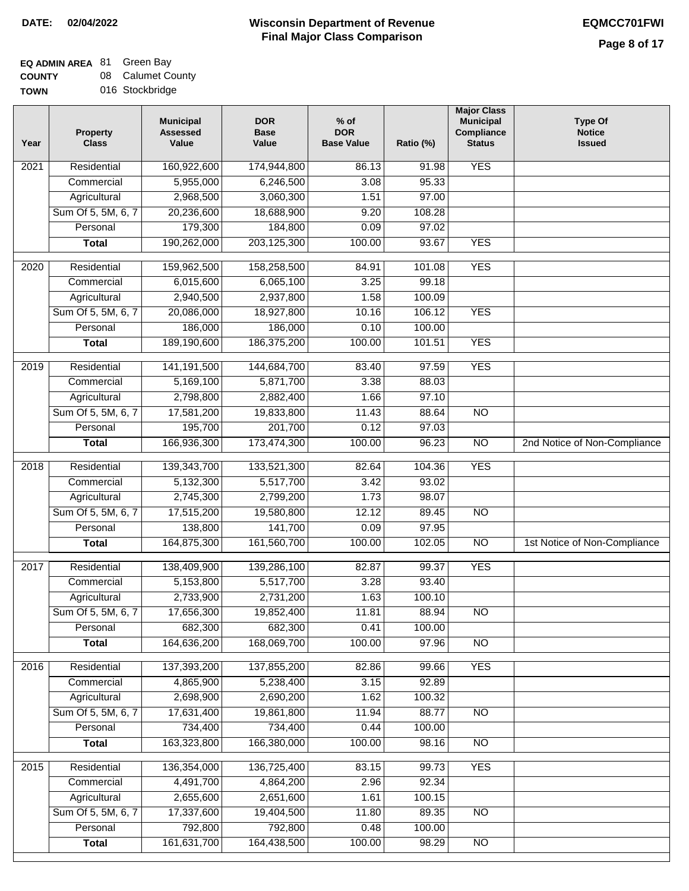**DATE:** 02/04/2022

# Wisconsin Department of Revenue
## Final Major Class Comparison

**EQMCC701FWI**

**EQ ADMIN AREA** 81 Green Bay
**COUNTY** 08 Calumet County
**TOWN** 016 Stockbridge

| Year | Property Class | Municipal Assessed Value | DOR Base Value | % of DOR Base Value | Ratio (%) | Major Class Municipal Compliance Status | Type Of Notice Issued |
|---|---|---|---|---|---|---|---|
| 2021 | Residential | 160,922,600 | 174,944,800 | 86.13 | 91.98 | YES | |
| | Commercial | 5,955,000 | 6,246,500 | 3.08 | 95.33 | | |
| | Agricultural | 2,968,500 | 3,060,300 | 1.51 | 97.00 | | |
| | Sum Of 5, 5M, 6, 7 | 20,236,600 | 18,688,900 | 9.20 | 108.28 | | |
| | Personal | 179,300 | 184,800 | 0.09 | 97.02 | | |
| | **Total** | 190,262,000 | 203,125,300 | 100.00 | 93.67 | YES | |
| 2020 | Residential | 159,962,500 | 158,258,500 | 84.91 | 101.08 | YES | |
| | Commercial | 6,015,600 | 6,065,100 | 3.25 | 99.18 | | |
| | Agricultural | 2,940,500 | 2,937,800 | 1.58 | 100.09 | | |
| | Sum Of 5, 5M, 6, 7 | 20,086,000 | 18,927,800 | 10.16 | 106.12 | YES | |
| | Personal | 186,000 | 186,000 | 0.10 | 100.00 | | |
| | **Total** | 189,190,600 | 186,375,200 | 100.00 | 101.51 | YES | |
| 2019 | Residential | 141,191,500 | 144,684,700 | 83.40 | 97.59 | YES | |
| | Commercial | 5,169,100 | 5,871,700 | 3.38 | 88.03 | | |
| | Agricultural | 2,798,800 | 2,882,400 | 1.66 | 97.10 | | |
| | Sum Of 5, 5M, 6, 7 | 17,581,200 | 19,833,800 | 11.43 | 88.64 | NO | |
| | Personal | 195,700 | 201,700 | 0.12 | 97.03 | | |
| | **Total** | 166,936,300 | 173,474,300 | 100.00 | 96.23 | NO | 2nd Notice of Non-Compliance |
| 2018 | Residential | 139,343,700 | 133,521,300 | 82.64 | 104.36 | YES | |
| | Commercial | 5,132,300 | 5,517,700 | 3.42 | 93.02 | | |
| | Agricultural | 2,745,300 | 2,799,200 | 1.73 | 98.07 | | |
| | Sum Of 5, 5M, 6, 7 | 17,515,200 | 19,580,800 | 12.12 | 89.45 | NO | |
| | Personal | 138,800 | 141,700 | 0.09 | 97.95 | | |
| | **Total** | 164,875,300 | 161,560,700 | 100.00 | 102.05 | NO | 1st Notice of Non-Compliance |
| 2017 | Residential | 138,409,900 | 139,286,100 | 82.87 | 99.37 | YES | |
| | Commercial | 5,153,800 | 5,517,700 | 3.28 | 93.40 | | |
| | Agricultural | 2,733,900 | 2,731,200 | 1.63 | 100.10 | | |
| | Sum Of 5, 5M, 6, 7 | 17,656,300 | 19,852,400 | 11.81 | 88.94 | NO | |
| | Personal | 682,300 | 682,300 | 0.41 | 100.00 | | |
| | **Total** | 164,636,200 | 168,069,700 | 100.00 | 97.96 | NO | |
| 2016 | Residential | 137,393,200 | 137,855,200 | 82.86 | 99.66 | YES | |
| | Commercial | 4,865,900 | 5,238,400 | 3.15 | 92.89 | | |
| | Agricultural | 2,698,900 | 2,690,200 | 1.62 | 100.32 | | |
| | Sum Of 5, 5M, 6, 7 | 17,631,400 | 19,861,800 | 11.94 | 88.77 | NO | |
| | Personal | 734,400 | 734,400 | 0.44 | 100.00 | | |
| | **Total** | 163,323,800 | 166,380,000 | 100.00 | 98.16 | NO | |
| 2015 | Residential | 136,354,000 | 136,725,400 | 83.15 | 99.73 | YES | |
| | Commercial | 4,491,700 | 4,864,200 | 2.96 | 92.34 | | |
| | Agricultural | 2,655,600 | 2,651,600 | 1.61 | 100.15 | | |
| | Sum Of 5, 5M, 6, 7 | 17,337,600 | 19,404,500 | 11.80 | 89.35 | NO | |
| | Personal | 792,800 | 792,800 | 0.48 | 100.00 | | |
| | **Total** | 161,631,700 | 164,438,500 | 100.00 | 98.29 | NO | |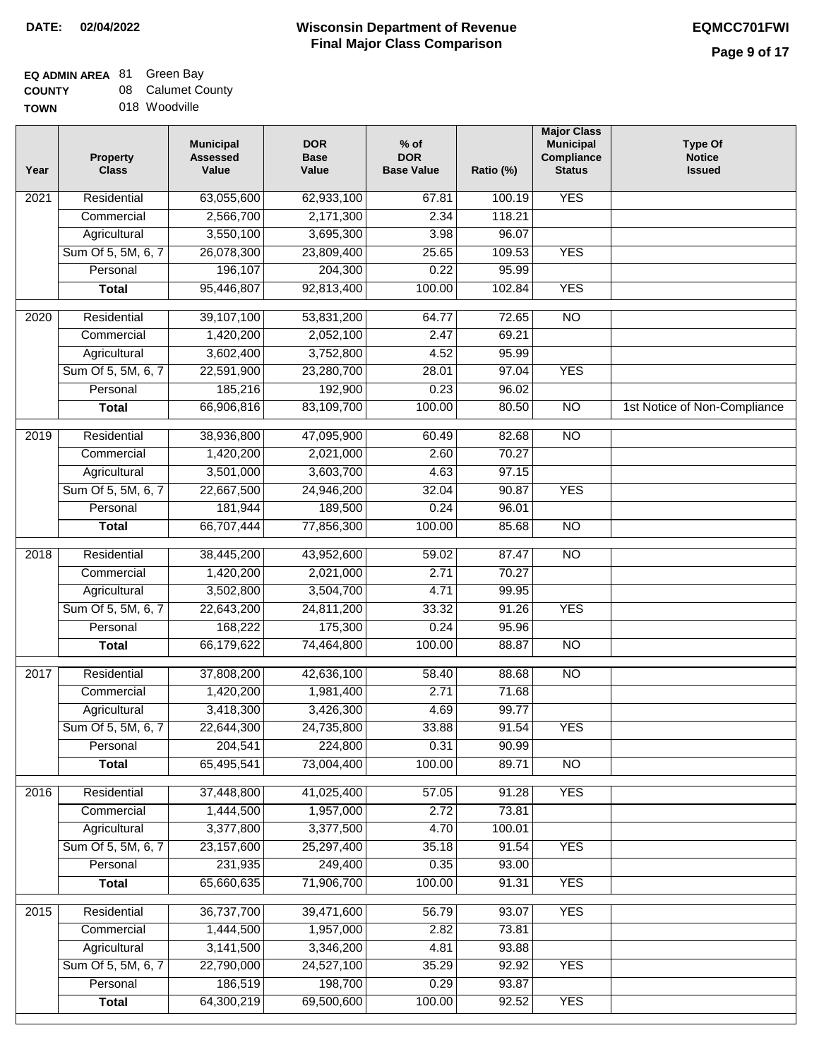**DATE:** 02/04/2022

# Wisconsin Department of Revenue
## Final Major Class Comparison

**EQMCC701FWI**

**EQ ADMIN AREA** 81 Green Bay
**COUNTY** 08 Calumet County
**TOWN** 018 Woodville

| Year | Property Class | Municipal Assessed Value | DOR Base Value | % of DOR Base Value | Ratio (%) | Major Class Municipal Compliance Status | Type Of Notice Issued |
|---|---|---|---|---|---|---|---|
| 2021 | Residential | 63,055,600 | 62,933,100 | 67.81 | 100.19 | YES | |
| | Commercial | 2,566,700 | 2,171,300 | 2.34 | 118.21 | | |
| | Agricultural | 3,550,100 | 3,695,300 | 3.98 | 96.07 | | |
| | Sum Of 5, 5M, 6, 7 | 26,078,300 | 23,809,400 | 25.65 | 109.53 | YES | |
| | Personal | 196,107 | 204,300 | 0.22 | 95.99 | | |
| | **Total** | 95,446,807 | 92,813,400 | 100.00 | 102.84 | YES | |
| 2020 | Residential | 39,107,100 | 53,831,200 | 64.77 | 72.65 | NO | |
| | Commercial | 1,420,200 | 2,052,100 | 2.47 | 69.21 | | |
| | Agricultural | 3,602,400 | 3,752,800 | 4.52 | 95.99 | | |
| | Sum Of 5, 5M, 6, 7 | 22,591,900 | 23,280,700 | 28.01 | 97.04 | YES | |
| | Personal | 185,216 | 192,900 | 0.23 | 96.02 | | |
| | **Total** | 66,906,816 | 83,109,700 | 100.00 | 80.50 | NO | 1st Notice of Non-Compliance |
| 2019 | Residential | 38,936,800 | 47,095,900 | 60.49 | 82.68 | NO | |
| | Commercial | 1,420,200 | 2,021,000 | 2.60 | 70.27 | | |
| | Agricultural | 3,501,000 | 3,603,700 | 4.63 | 97.15 | | |
| | Sum Of 5, 5M, 6, 7 | 22,667,500 | 24,946,200 | 32.04 | 90.87 | YES | |
| | Personal | 181,944 | 189,500 | 0.24 | 96.01 | | |
| | **Total** | 66,707,444 | 77,856,300 | 100.00 | 85.68 | NO | |
| 2018 | Residential | 38,445,200 | 43,952,600 | 59.02 | 87.47 | NO | |
| | Commercial | 1,420,200 | 2,021,000 | 2.71 | 70.27 | | |
| | Agricultural | 3,502,800 | 3,504,700 | 4.71 | 99.95 | | |
| | Sum Of 5, 5M, 6, 7 | 22,643,200 | 24,811,200 | 33.32 | 91.26 | YES | |
| | Personal | 168,222 | 175,300 | 0.24 | 95.96 | | |
| | **Total** | 66,179,622 | 74,464,800 | 100.00 | 88.87 | NO | |
| 2017 | Residential | 37,808,200 | 42,636,100 | 58.40 | 88.68 | NO | |
| | Commercial | 1,420,200 | 1,981,400 | 2.71 | 71.68 | | |
| | Agricultural | 3,418,300 | 3,426,300 | 4.69 | 99.77 | | |
| | Sum Of 5, 5M, 6, 7 | 22,644,300 | 24,735,800 | 33.88 | 91.54 | YES | |
| | Personal | 204,541 | 224,800 | 0.31 | 90.99 | | |
| | **Total** | 65,495,541 | 73,004,400 | 100.00 | 89.71 | NO | |
| 2016 | Residential | 37,448,800 | 41,025,400 | 57.05 | 91.28 | YES | |
| | Commercial | 1,444,500 | 1,957,000 | 2.72 | 73.81 | | |
| | Agricultural | 3,377,800 | 3,377,500 | 4.70 | 100.01 | | |
| | Sum Of 5, 5M, 6, 7 | 23,157,600 | 25,297,400 | 35.18 | 91.54 | YES | |
| | Personal | 231,935 | 249,400 | 0.35 | 93.00 | | |
| | **Total** | 65,660,635 | 71,906,700 | 100.00 | 91.31 | YES | |
| 2015 | Residential | 36,737,700 | 39,471,600 | 56.79 | 93.07 | YES | |
| | Commercial | 1,444,500 | 1,957,000 | 2.82 | 73.81 | | |
| | Agricultural | 3,141,500 | 3,346,200 | 4.81 | 93.88 | | |
| | Sum Of 5, 5M, 6, 7 | 22,790,000 | 24,527,100 | 35.29 | 92.92 | YES | |
| | Personal | 186,519 | 198,700 | 0.29 | 93.87 | | |
| | **Total** | 64,300,219 | 69,500,600 | 100.00 | 92.52 | YES | |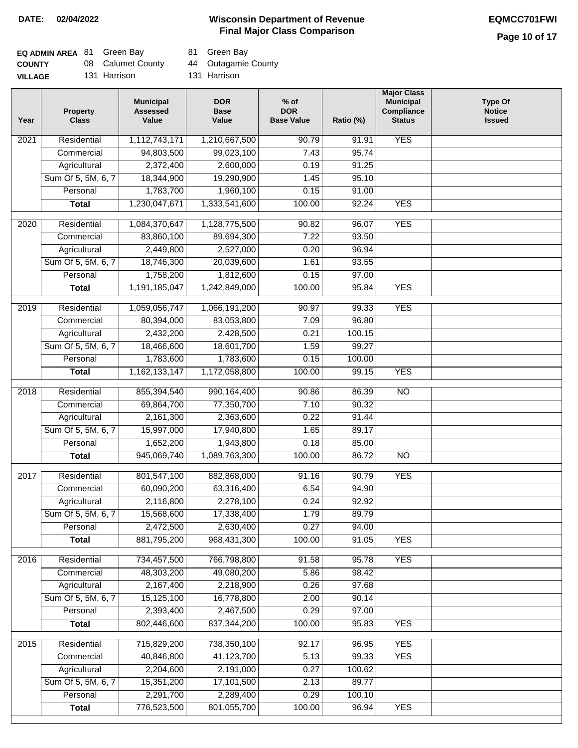**DATE: 02/04/2022**

# Wisconsin Department of Revenue
## Final Major Class Comparison

**EQMCC701FWI**

| | | | |
|---|---|---|---|
| **EQ ADMIN AREA** | 81 Green Bay | 81 Green Bay |
| **COUNTY** | 08 Calumet County | 44 Outagamie County |
| **VILLAGE** | 131 Harrison | 131 Harrison |

| Year | Property Class | Municipal Assessed Value | DOR Base Value | % of DOR Base Value | Ratio (%) | Major Class Municipal Compliance Status | Type Of Notice Issued |
|---|---|---|---|---|---|---|---|
| 2021 | Residential | 1,112,743,171 | 1,210,667,500 | 90.79 | 91.91 | YES | |
| | Commercial | 94,803,500 | 99,023,100 | 7.43 | 95.74 | | |
| | Agricultural | 2,372,400 | 2,600,000 | 0.19 | 91.25 | | |
| | Sum Of 5, 5M, 6, 7 | 18,344,900 | 19,290,900 | 1.45 | 95.10 | | |
| | Personal | 1,783,700 | 1,960,100 | 0.15 | 91.00 | | |
| | **Total** | 1,230,047,671 | 1,333,541,600 | 100.00 | 92.24 | YES | |
| 2020 | Residential | 1,084,370,647 | 1,128,775,500 | 90.82 | 96.07 | YES | |
| | Commercial | 83,860,100 | 89,694,300 | 7.22 | 93.50 | | |
| | Agricultural | 2,449,800 | 2,527,000 | 0.20 | 96.94 | | |
| | Sum Of 5, 5M, 6, 7 | 18,746,300 | 20,039,600 | 1.61 | 93.55 | | |
| | Personal | 1,758,200 | 1,812,600 | 0.15 | 97.00 | | |
| | **Total** | 1,191,185,047 | 1,242,849,000 | 100.00 | 95.84 | YES | |
| 2019 | Residential | 1,059,056,747 | 1,066,191,200 | 90.97 | 99.33 | YES | |
| | Commercial | 80,394,000 | 83,053,800 | 7.09 | 96.80 | | |
| | Agricultural | 2,432,200 | 2,428,500 | 0.21 | 100.15 | | |
| | Sum Of 5, 5M, 6, 7 | 18,466,600 | 18,601,700 | 1.59 | 99.27 | | |
| | Personal | 1,783,600 | 1,783,600 | 0.15 | 100.00 | | |
| | **Total** | 1,162,133,147 | 1,172,058,800 | 100.00 | 99.15 | YES | |
| 2018 | Residential | 855,394,540 | 990,164,400 | 90.86 | 86.39 | NO | |
| | Commercial | 69,864,700 | 77,350,700 | 7.10 | 90.32 | | |
| | Agricultural | 2,161,300 | 2,363,600 | 0.22 | 91.44 | | |
| | Sum Of 5, 5M, 6, 7 | 15,997,000 | 17,940,800 | 1.65 | 89.17 | | |
| | Personal | 1,652,200 | 1,943,800 | 0.18 | 85.00 | | |
| | **Total** | 945,069,740 | 1,089,763,300 | 100.00 | 86.72 | NO | |
| 2017 | Residential | 801,547,100 | 882,868,000 | 91.16 | 90.79 | YES | |
| | Commercial | 60,090,200 | 63,316,400 | 6.54 | 94.90 | | |
| | Agricultural | 2,116,800 | 2,278,100 | 0.24 | 92.92 | | |
| | Sum Of 5, 5M, 6, 7 | 15,568,600 | 17,338,400 | 1.79 | 89.79 | | |
| | Personal | 2,472,500 | 2,630,400 | 0.27 | 94.00 | | |
| | **Total** | 881,795,200 | 968,431,300 | 100.00 | 91.05 | YES | |
| 2016 | Residential | 734,457,500 | 766,798,800 | 91.58 | 95.78 | YES | |
| | Commercial | 48,303,200 | 49,080,200 | 5.86 | 98.42 | | |
| | Agricultural | 2,167,400 | 2,218,900 | 0.26 | 97.68 | | |
| | Sum Of 5, 5M, 6, 7 | 15,125,100 | 16,778,800 | 2.00 | 90.14 | | |
| | Personal | 2,393,400 | 2,467,500 | 0.29 | 97.00 | | |
| | **Total** | 802,446,600 | 837,344,200 | 100.00 | 95.83 | YES | |
| 2015 | Residential | 715,829,200 | 738,350,100 | 92.17 | 96.95 | YES | |
| | Commercial | 40,846,800 | 41,123,700 | 5.13 | 99.33 | YES | |
| | Agricultural | 2,204,600 | 2,191,000 | 0.27 | 100.62 | | |
| | Sum Of 5, 5M, 6, 7 | 15,351,200 | 17,101,500 | 2.13 | 89.77 | | |
| | Personal | 2,291,700 | 2,289,400 | 0.29 | 100.10 | | |
| | **Total** | 776,523,500 | 801,055,700 | 100.00 | 96.94 | YES | |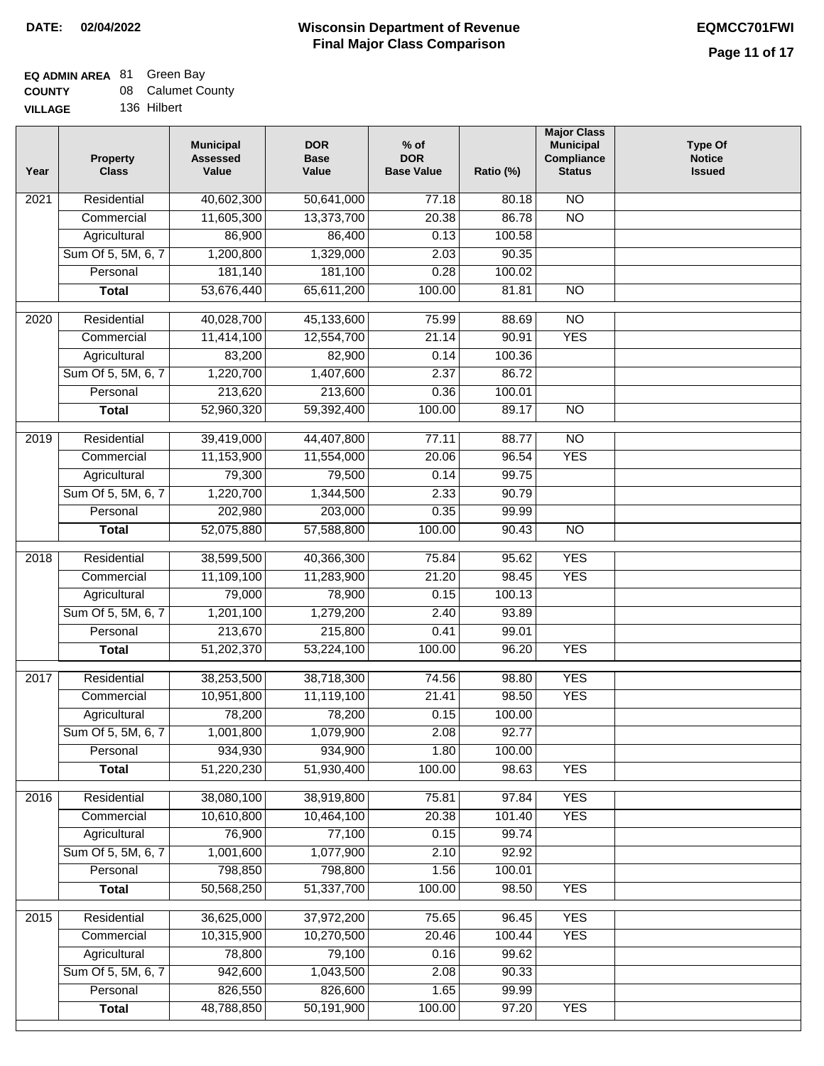**DATE: 02/04/2022**

# Wisconsin Department of Revenue
## Final Major Class Comparison

**EQMCC701FWI**

**EQ ADMIN AREA** 81 Green Bay
**COUNTY** 08 Calumet County
**VILLAGE** 136 Hilbert

| Year | Property Class | Municipal Assessed Value | DOR Base Value | % of DOR Base Value | Ratio (%) | Major Class Municipal Compliance Status | Type Of Notice Issued |
|---|---|---|---|---|---|---|---|
| 2021 | Residential | 40,602,300 | 50,641,000 | 77.18 | 80.18 | NO | |
| | Commercial | 11,605,300 | 13,373,700 | 20.38 | 86.78 | NO | |
| | Agricultural | 86,900 | 86,400 | 0.13 | 100.58 | | |
| | Sum Of 5, 5M, 6, 7 | 1,200,800 | 1,329,000 | 2.03 | 90.35 | | |
| | Personal | 181,140 | 181,100 | 0.28 | 100.02 | | |
| | **Total** | 53,676,440 | 65,611,200 | 100.00 | 81.81 | NO | |
| 2020 | Residential | 40,028,700 | 45,133,600 | 75.99 | 88.69 | NO | |
| | Commercial | 11,414,100 | 12,554,700 | 21.14 | 90.91 | YES | |
| | Agricultural | 83,200 | 82,900 | 0.14 | 100.36 | | |
| | Sum Of 5, 5M, 6, 7 | 1,220,700 | 1,407,600 | 2.37 | 86.72 | | |
| | Personal | 213,620 | 213,600 | 0.36 | 100.01 | | |
| | **Total** | 52,960,320 | 59,392,400 | 100.00 | 89.17 | NO | |
| 2019 | Residential | 39,419,000 | 44,407,800 | 77.11 | 88.77 | NO | |
| | Commercial | 11,153,900 | 11,554,000 | 20.06 | 96.54 | YES | |
| | Agricultural | 79,300 | 79,500 | 0.14 | 99.75 | | |
| | Sum Of 5, 5M, 6, 7 | 1,220,700 | 1,344,500 | 2.33 | 90.79 | | |
| | Personal | 202,980 | 203,000 | 0.35 | 99.99 | | |
| | **Total** | 52,075,880 | 57,588,800 | 100.00 | 90.43 | NO | |
| 2018 | Residential | 38,599,500 | 40,366,300 | 75.84 | 95.62 | YES | |
| | Commercial | 11,109,100 | 11,283,900 | 21.20 | 98.45 | YES | |
| | Agricultural | 79,000 | 78,900 | 0.15 | 100.13 | | |
| | Sum Of 5, 5M, 6, 7 | 1,201,100 | 1,279,200 | 2.40 | 93.89 | | |
| | Personal | 213,670 | 215,800 | 0.41 | 99.01 | | |
| | **Total** | 51,202,370 | 53,224,100 | 100.00 | 96.20 | YES | |
| 2017 | Residential | 38,253,500 | 38,718,300 | 74.56 | 98.80 | YES | |
| | Commercial | 10,951,800 | 11,119,100 | 21.41 | 98.50 | YES | |
| | Agricultural | 78,200 | 78,200 | 0.15 | 100.00 | | |
| | Sum Of 5, 5M, 6, 7 | 1,001,800 | 1,079,900 | 2.08 | 92.77 | | |
| | Personal | 934,930 | 934,900 | 1.80 | 100.00 | | |
| | **Total** | 51,220,230 | 51,930,400 | 100.00 | 98.63 | YES | |
| 2016 | Residential | 38,080,100 | 38,919,800 | 75.81 | 97.84 | YES | |
| | Commercial | 10,610,800 | 10,464,100 | 20.38 | 101.40 | YES | |
| | Agricultural | 76,900 | 77,100 | 0.15 | 99.74 | | |
| | Sum Of 5, 5M, 6, 7 | 1,001,600 | 1,077,900 | 2.10 | 92.92 | | |
| | Personal | 798,850 | 798,800 | 1.56 | 100.01 | | |
| | **Total** | 50,568,250 | 51,337,700 | 100.00 | 98.50 | YES | |
| 2015 | Residential | 36,625,000 | 37,972,200 | 75.65 | 96.45 | YES | |
| | Commercial | 10,315,900 | 10,270,500 | 20.46 | 100.44 | YES | |
| | Agricultural | 78,800 | 79,100 | 0.16 | 99.62 | | |
| | Sum Of 5, 5M, 6, 7 | 942,600 | 1,043,500 | 2.08 | 90.33 | | |
| | Personal | 826,550 | 826,600 | 1.65 | 99.99 | | |
| | **Total** | 48,788,850 | 50,191,900 | 100.00 | 97.20 | YES | |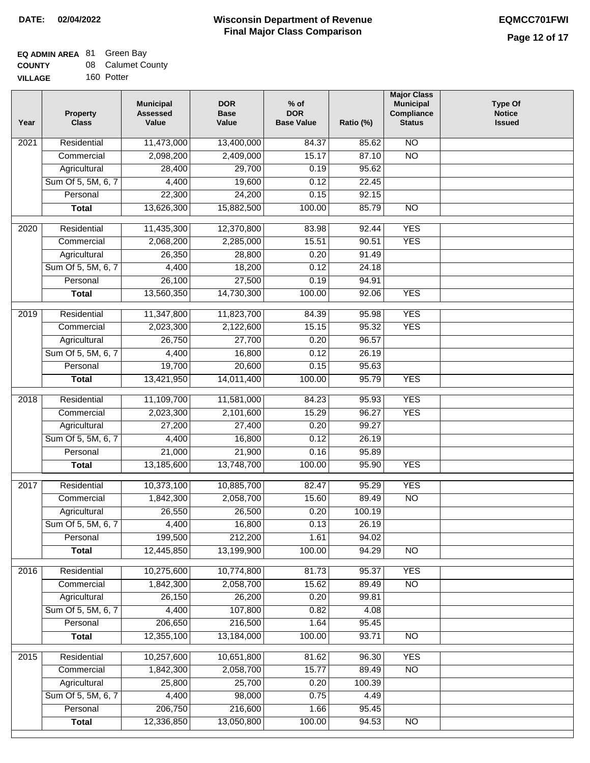**DATE:** 02/04/2022

# Wisconsin Department of Revenue
## Final Major Class Comparison

**EQMCC701FWI**

**EQ ADMIN AREA** 81 Green Bay
**COUNTY** 08 Calumet County
**VILLAGE** 160 Potter

| Year | Property Class | Municipal Assessed Value | DOR Base Value | % of DOR Base Value | Ratio (%) | Major Class Municipal Compliance Status | Type Of Notice Issued |
|---|---|---|---|---|---|---|---|
| 2021 | Residential | 11,473,000 | 13,400,000 | 84.37 | 85.62 | NO | |
| | Commercial | 2,098,200 | 2,409,000 | 15.17 | 87.10 | NO | |
| | Agricultural | 28,400 | 29,700 | 0.19 | 95.62 | | |
| | Sum Of 5, 5M, 6, 7 | 4,400 | 19,600 | 0.12 | 22.45 | | |
| | Personal | 22,300 | 24,200 | 0.15 | 92.15 | | |
| | **Total** | 13,626,300 | 15,882,500 | 100.00 | 85.79 | NO | |
| 2020 | Residential | 11,435,300 | 12,370,800 | 83.98 | 92.44 | YES | |
| | Commercial | 2,068,200 | 2,285,000 | 15.51 | 90.51 | YES | |
| | Agricultural | 26,350 | 28,800 | 0.20 | 91.49 | | |
| | Sum Of 5, 5M, 6, 7 | 4,400 | 18,200 | 0.12 | 24.18 | | |
| | Personal | 26,100 | 27,500 | 0.19 | 94.91 | | |
| | **Total** | 13,560,350 | 14,730,300 | 100.00 | 92.06 | YES | |
| 2019 | Residential | 11,347,800 | 11,823,700 | 84.39 | 95.98 | YES | |
| | Commercial | 2,023,300 | 2,122,600 | 15.15 | 95.32 | YES | |
| | Agricultural | 26,750 | 27,700 | 0.20 | 96.57 | | |
| | Sum Of 5, 5M, 6, 7 | 4,400 | 16,800 | 0.12 | 26.19 | | |
| | Personal | 19,700 | 20,600 | 0.15 | 95.63 | | |
| | **Total** | 13,421,950 | 14,011,400 | 100.00 | 95.79 | YES | |
| 2018 | Residential | 11,109,700 | 11,581,000 | 84.23 | 95.93 | YES | |
| | Commercial | 2,023,300 | 2,101,600 | 15.29 | 96.27 | YES | |
| | Agricultural | 27,200 | 27,400 | 0.20 | 99.27 | | |
| | Sum Of 5, 5M, 6, 7 | 4,400 | 16,800 | 0.12 | 26.19 | | |
| | Personal | 21,000 | 21,900 | 0.16 | 95.89 | | |
| | **Total** | 13,185,600 | 13,748,700 | 100.00 | 95.90 | YES | |
| 2017 | Residential | 10,373,100 | 10,885,700 | 82.47 | 95.29 | YES | |
| | Commercial | 1,842,300 | 2,058,700 | 15.60 | 89.49 | NO | |
| | Agricultural | 26,550 | 26,500 | 0.20 | 100.19 | | |
| | Sum Of 5, 5M, 6, 7 | 4,400 | 16,800 | 0.13 | 26.19 | | |
| | Personal | 199,500 | 212,200 | 1.61 | 94.02 | | |
| | **Total** | 12,445,850 | 13,199,900 | 100.00 | 94.29 | NO | |
| 2016 | Residential | 10,275,600 | 10,774,800 | 81.73 | 95.37 | YES | |
| | Commercial | 1,842,300 | 2,058,700 | 15.62 | 89.49 | NO | |
| | Agricultural | 26,150 | 26,200 | 0.20 | 99.81 | | |
| | Sum Of 5, 5M, 6, 7 | 4,400 | 107,800 | 0.82 | 4.08 | | |
| | Personal | 206,650 | 216,500 | 1.64 | 95.45 | | |
| | **Total** | 12,355,100 | 13,184,000 | 100.00 | 93.71 | NO | |
| 2015 | Residential | 10,257,600 | 10,651,800 | 81.62 | 96.30 | YES | |
| | Commercial | 1,842,300 | 2,058,700 | 15.77 | 89.49 | NO | |
| | Agricultural | 25,800 | 25,700 | 0.20 | 100.39 | | |
| | Sum Of 5, 5M, 6, 7 | 4,400 | 98,000 | 0.75 | 4.49 | | |
| | Personal | 206,750 | 216,600 | 1.66 | 95.45 | | |
| | **Total** | 12,336,850 | 13,050,800 | 100.00 | 94.53 | NO | |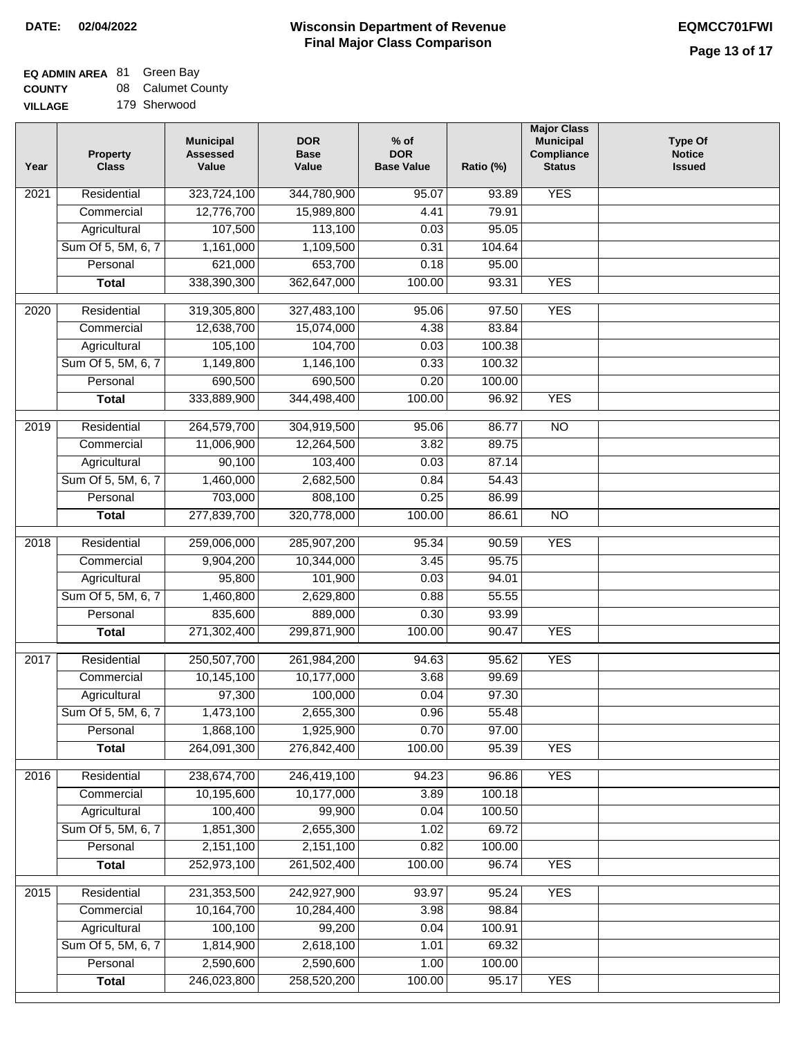**DATE: 02/04/2022**

# Wisconsin Department of Revenue
## Final Major Class Comparison

**EQMCC701FWI**

**EQ ADMIN AREA** 81 Green Bay
**COUNTY** 08 Calumet County
**VILLAGE** 179 Sherwood

| Year | Property Class | Municipal Assessed Value | DOR Base Value | % of DOR Base Value | Ratio (%) | Major Class Municipal Compliance Status | Type Of Notice Issued |
|---|---|---|---|---|---|---|---|
| 2021 | Residential | 323,724,100 | 344,780,900 | 95.07 | 93.89 | YES | |
| | Commercial | 12,776,700 | 15,989,800 | 4.41 | 79.91 | | |
| | Agricultural | 107,500 | 113,100 | 0.03 | 95.05 | | |
| | Sum Of 5, 5M, 6, 7 | 1,161,000 | 1,109,500 | 0.31 | 104.64 | | |
| | Personal | 621,000 | 653,700 | 0.18 | 95.00 | | |
| | **Total** | 338,390,300 | 362,647,000 | 100.00 | 93.31 | YES | |
| 2020 | Residential | 319,305,800 | 327,483,100 | 95.06 | 97.50 | YES | |
| | Commercial | 12,638,700 | 15,074,000 | 4.38 | 83.84 | | |
| | Agricultural | 105,100 | 104,700 | 0.03 | 100.38 | | |
| | Sum Of 5, 5M, 6, 7 | 1,149,800 | 1,146,100 | 0.33 | 100.32 | | |
| | Personal | 690,500 | 690,500 | 0.20 | 100.00 | | |
| | **Total** | 333,889,900 | 344,498,400 | 100.00 | 96.92 | YES | |
| 2019 | Residential | 264,579,700 | 304,919,500 | 95.06 | 86.77 | NO | |
| | Commercial | 11,006,900 | 12,264,500 | 3.82 | 89.75 | | |
| | Agricultural | 90,100 | 103,400 | 0.03 | 87.14 | | |
| | Sum Of 5, 5M, 6, 7 | 1,460,000 | 2,682,500 | 0.84 | 54.43 | | |
| | Personal | 703,000 | 808,100 | 0.25 | 86.99 | | |
| | **Total** | 277,839,700 | 320,778,000 | 100.00 | 86.61 | NO | |
| 2018 | Residential | 259,006,000 | 285,907,200 | 95.34 | 90.59 | YES | |
| | Commercial | 9,904,200 | 10,344,000 | 3.45 | 95.75 | | |
| | Agricultural | 95,800 | 101,900 | 0.03 | 94.01 | | |
| | Sum Of 5, 5M, 6, 7 | 1,460,800 | 2,629,800 | 0.88 | 55.55 | | |
| | Personal | 835,600 | 889,000 | 0.30 | 93.99 | | |
| | **Total** | 271,302,400 | 299,871,900 | 100.00 | 90.47 | YES | |
| 2017 | Residential | 250,507,700 | 261,984,200 | 94.63 | 95.62 | YES | |
| | Commercial | 10,145,100 | 10,177,000 | 3.68 | 99.69 | | |
| | Agricultural | 97,300 | 100,000 | 0.04 | 97.30 | | |
| | Sum Of 5, 5M, 6, 7 | 1,473,100 | 2,655,300 | 0.96 | 55.48 | | |
| | Personal | 1,868,100 | 1,925,900 | 0.70 | 97.00 | | |
| | **Total** | 264,091,300 | 276,842,400 | 100.00 | 95.39 | YES | |
| 2016 | Residential | 238,674,700 | 246,419,100 | 94.23 | 96.86 | YES | |
| | Commercial | 10,195,600 | 10,177,000 | 3.89 | 100.18 | | |
| | Agricultural | 100,400 | 99,900 | 0.04 | 100.50 | | |
| | Sum Of 5, 5M, 6, 7 | 1,851,300 | 2,655,300 | 1.02 | 69.72 | | |
| | Personal | 2,151,100 | 2,151,100 | 0.82 | 100.00 | | |
| | **Total** | 252,973,100 | 261,502,400 | 100.00 | 96.74 | YES | |
| 2015 | Residential | 231,353,500 | 242,927,900 | 93.97 | 95.24 | YES | |
| | Commercial | 10,164,700 | 10,284,400 | 3.98 | 98.84 | | |
| | Agricultural | 100,100 | 99,200 | 0.04 | 100.91 | | |
| | Sum Of 5, 5M, 6, 7 | 1,814,900 | 2,618,100 | 1.01 | 69.32 | | |
| | Personal | 2,590,600 | 2,590,600 | 1.00 | 100.00 | | |
| | **Total** | 246,023,800 | 258,520,200 | 100.00 | 95.17 | YES | |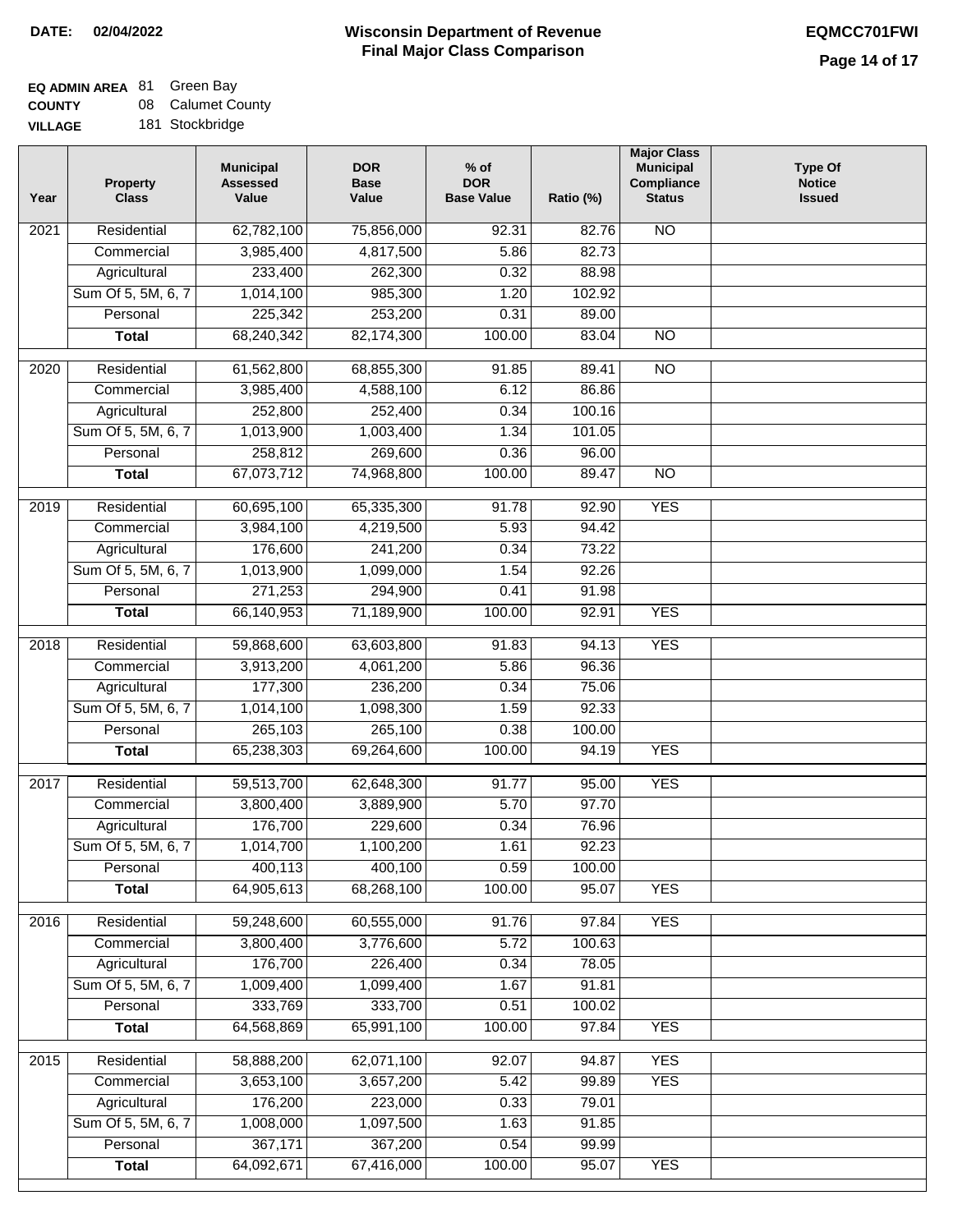**DATE: 02/04/2022**

# Wisconsin Department of Revenue
## Final Major Class Comparison

**EQMCC701FWI**

**EQ ADMIN AREA** 81 Green Bay
**COUNTY** 08 Calumet County
**VILLAGE** 181 Stockbridge

| Year | Property Class | Municipal Assessed Value | DOR Base Value | % of DOR Base Value | Ratio (%) | Major Class Municipal Compliance Status | Type Of Notice Issued |
|---|---|---|---|---|---|---|---|
| 2021 | Residential | 62,782,100 | 75,856,000 | 92.31 | 82.76 | NO | |
| | Commercial | 3,985,400 | 4,817,500 | 5.86 | 82.73 | | |
| | Agricultural | 233,400 | 262,300 | 0.32 | 88.98 | | |
| | Sum Of 5, 5M, 6, 7 | 1,014,100 | 985,300 | 1.20 | 102.92 | | |
| | Personal | 225,342 | 253,200 | 0.31 | 89.00 | | |
| | **Total** | 68,240,342 | 82,174,300 | 100.00 | 83.04 | NO | |
| 2020 | Residential | 61,562,800 | 68,855,300 | 91.85 | 89.41 | NO | |
| | Commercial | 3,985,400 | 4,588,100 | 6.12 | 86.86 | | |
| | Agricultural | 252,800 | 252,400 | 0.34 | 100.16 | | |
| | Sum Of 5, 5M, 6, 7 | 1,013,900 | 1,003,400 | 1.34 | 101.05 | | |
| | Personal | 258,812 | 269,600 | 0.36 | 96.00 | | |
| | **Total** | 67,073,712 | 74,968,800 | 100.00 | 89.47 | NO | |
| 2019 | Residential | 60,695,100 | 65,335,300 | 91.78 | 92.90 | YES | |
| | Commercial | 3,984,100 | 4,219,500 | 5.93 | 94.42 | | |
| | Agricultural | 176,600 | 241,200 | 0.34 | 73.22 | | |
| | Sum Of 5, 5M, 6, 7 | 1,013,900 | 1,099,000 | 1.54 | 92.26 | | |
| | Personal | 271,253 | 294,900 | 0.41 | 91.98 | | |
| | **Total** | 66,140,953 | 71,189,900 | 100.00 | 92.91 | YES | |
| 2018 | Residential | 59,868,600 | 63,603,800 | 91.83 | 94.13 | YES | |
| | Commercial | 3,913,200 | 4,061,200 | 5.86 | 96.36 | | |
| | Agricultural | 177,300 | 236,200 | 0.34 | 75.06 | | |
| | Sum Of 5, 5M, 6, 7 | 1,014,100 | 1,098,300 | 1.59 | 92.33 | | |
| | Personal | 265,103 | 265,100 | 0.38 | 100.00 | | |
| | **Total** | 65,238,303 | 69,264,600 | 100.00 | 94.19 | YES | |
| 2017 | Residential | 59,513,700 | 62,648,300 | 91.77 | 95.00 | YES | |
| | Commercial | 3,800,400 | 3,889,900 | 5.70 | 97.70 | | |
| | Agricultural | 176,700 | 229,600 | 0.34 | 76.96 | | |
| | Sum Of 5, 5M, 6, 7 | 1,014,700 | 1,100,200 | 1.61 | 92.23 | | |
| | Personal | 400,113 | 400,100 | 0.59 | 100.00 | | |
| | **Total** | 64,905,613 | 68,268,100 | 100.00 | 95.07 | YES | |
| 2016 | Residential | 59,248,600 | 60,555,000 | 91.76 | 97.84 | YES | |
| | Commercial | 3,800,400 | 3,776,600 | 5.72 | 100.63 | | |
| | Agricultural | 176,700 | 226,400 | 0.34 | 78.05 | | |
| | Sum Of 5, 5M, 6, 7 | 1,009,400 | 1,099,400 | 1.67 | 91.81 | | |
| | Personal | 333,769 | 333,700 | 0.51 | 100.02 | | |
| | **Total** | 64,568,869 | 65,991,100 | 100.00 | 97.84 | YES | |
| 2015 | Residential | 58,888,200 | 62,071,100 | 92.07 | 94.87 | YES | |
| | Commercial | 3,653,100 | 3,657,200 | 5.42 | 99.89 | YES | |
| | Agricultural | 176,200 | 223,000 | 0.33 | 79.01 | | |
| | Sum Of 5, 5M, 6, 7 | 1,008,000 | 1,097,500 | 1.63 | 91.85 | | |
| | Personal | 367,171 | 367,200 | 0.54 | 99.99 | | |
| | **Total** | 64,092,671 | 67,416,000 | 100.00 | 95.07 | YES | |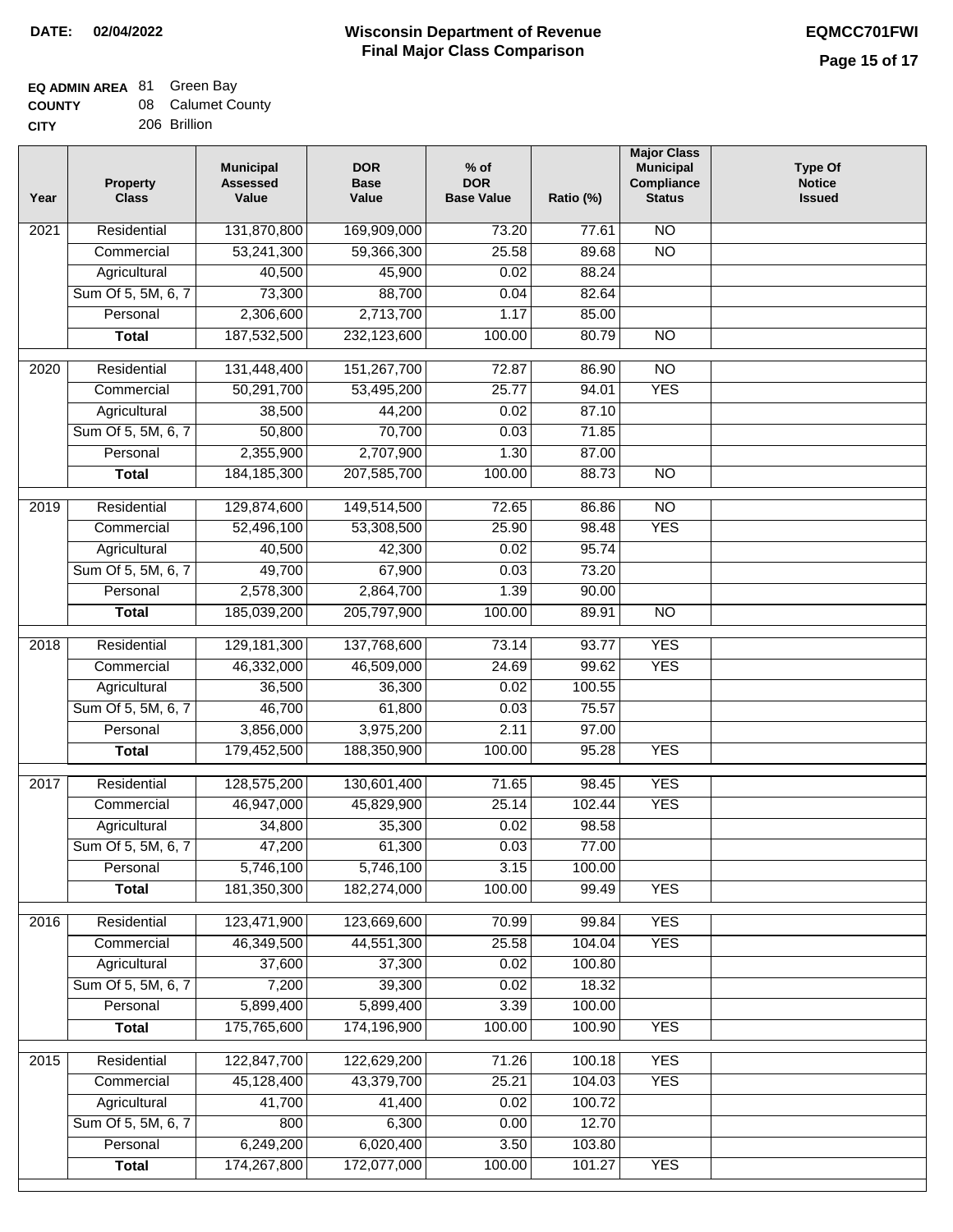**DATE:** 02/04/2022

# Wisconsin Department of Revenue
## Final Major Class Comparison

**EQMCC701FWI**

**EQ ADMIN AREA** 81 Green Bay
**COUNTY** 08 Calumet County
**CITY** 206 Brillion

| Year | Property Class | Municipal Assessed Value | DOR Base Value | % of DOR Base Value | Ratio (%) | Major Class Municipal Compliance Status | Type Of Notice Issued |
|---|---|---|---|---|---|---|---|
| 2021 | Residential | 131,870,800 | 169,909,000 | 73.20 | 77.61 | NO | |
| | Commercial | 53,241,300 | 59,366,300 | 25.58 | 89.68 | NO | |
| | Agricultural | 40,500 | 45,900 | 0.02 | 88.24 | | |
| | Sum Of 5, 5M, 6, 7 | 73,300 | 88,700 | 0.04 | 82.64 | | |
| | Personal | 2,306,600 | 2,713,700 | 1.17 | 85.00 | | |
| | **Total** | 187,532,500 | 232,123,600 | 100.00 | 80.79 | NO | |
| 2020 | Residential | 131,448,400 | 151,267,700 | 72.87 | 86.90 | NO | |
| | Commercial | 50,291,700 | 53,495,200 | 25.77 | 94.01 | YES | |
| | Agricultural | 38,500 | 44,200 | 0.02 | 87.10 | | |
| | Sum Of 5, 5M, 6, 7 | 50,800 | 70,700 | 0.03 | 71.85 | | |
| | Personal | 2,355,900 | 2,707,900 | 1.30 | 87.00 | | |
| | **Total** | 184,185,300 | 207,585,700 | 100.00 | 88.73 | NO | |
| 2019 | Residential | 129,874,600 | 149,514,500 | 72.65 | 86.86 | NO | |
| | Commercial | 52,496,100 | 53,308,500 | 25.90 | 98.48 | YES | |
| | Agricultural | 40,500 | 42,300 | 0.02 | 95.74 | | |
| | Sum Of 5, 5M, 6, 7 | 49,700 | 67,900 | 0.03 | 73.20 | | |
| | Personal | 2,578,300 | 2,864,700 | 1.39 | 90.00 | | |
| | **Total** | 185,039,200 | 205,797,900 | 100.00 | 89.91 | NO | |
| 2018 | Residential | 129,181,300 | 137,768,600 | 73.14 | 93.77 | YES | |
| | Commercial | 46,332,000 | 46,509,000 | 24.69 | 99.62 | YES | |
| | Agricultural | 36,500 | 36,300 | 0.02 | 100.55 | | |
| | Sum Of 5, 5M, 6, 7 | 46,700 | 61,800 | 0.03 | 75.57 | | |
| | Personal | 3,856,000 | 3,975,200 | 2.11 | 97.00 | | |
| | **Total** | 179,452,500 | 188,350,900 | 100.00 | 95.28 | YES | |
| 2017 | Residential | 128,575,200 | 130,601,400 | 71.65 | 98.45 | YES | |
| | Commercial | 46,947,000 | 45,829,900 | 25.14 | 102.44 | YES | |
| | Agricultural | 34,800 | 35,300 | 0.02 | 98.58 | | |
| | Sum Of 5, 5M, 6, 7 | 47,200 | 61,300 | 0.03 | 77.00 | | |
| | Personal | 5,746,100 | 5,746,100 | 3.15 | 100.00 | | |
| | **Total** | 181,350,300 | 182,274,000 | 100.00 | 99.49 | YES | |
| 2016 | Residential | 123,471,900 | 123,669,600 | 70.99 | 99.84 | YES | |
| | Commercial | 46,349,500 | 44,551,300 | 25.58 | 104.04 | YES | |
| | Agricultural | 37,600 | 37,300 | 0.02 | 100.80 | | |
| | Sum Of 5, 5M, 6, 7 | 7,200 | 39,300 | 0.02 | 18.32 | | |
| | Personal | 5,899,400 | 5,899,400 | 3.39 | 100.00 | | |
| | **Total** | 175,765,600 | 174,196,900 | 100.00 | 100.90 | YES | |
| 2015 | Residential | 122,847,700 | 122,629,200 | 71.26 | 100.18 | YES | |
| | Commercial | 45,128,400 | 43,379,700 | 25.21 | 104.03 | YES | |
| | Agricultural | 41,700 | 41,400 | 0.02 | 100.72 | | |
| | Sum Of 5, 5M, 6, 7 | 800 | 6,300 | 0.00 | 12.70 | | |
| | Personal | 6,249,200 | 6,020,400 | 3.50 | 103.80 | | |
| | **Total** | 174,267,800 | 172,077,000 | 100.00 | 101.27 | YES | |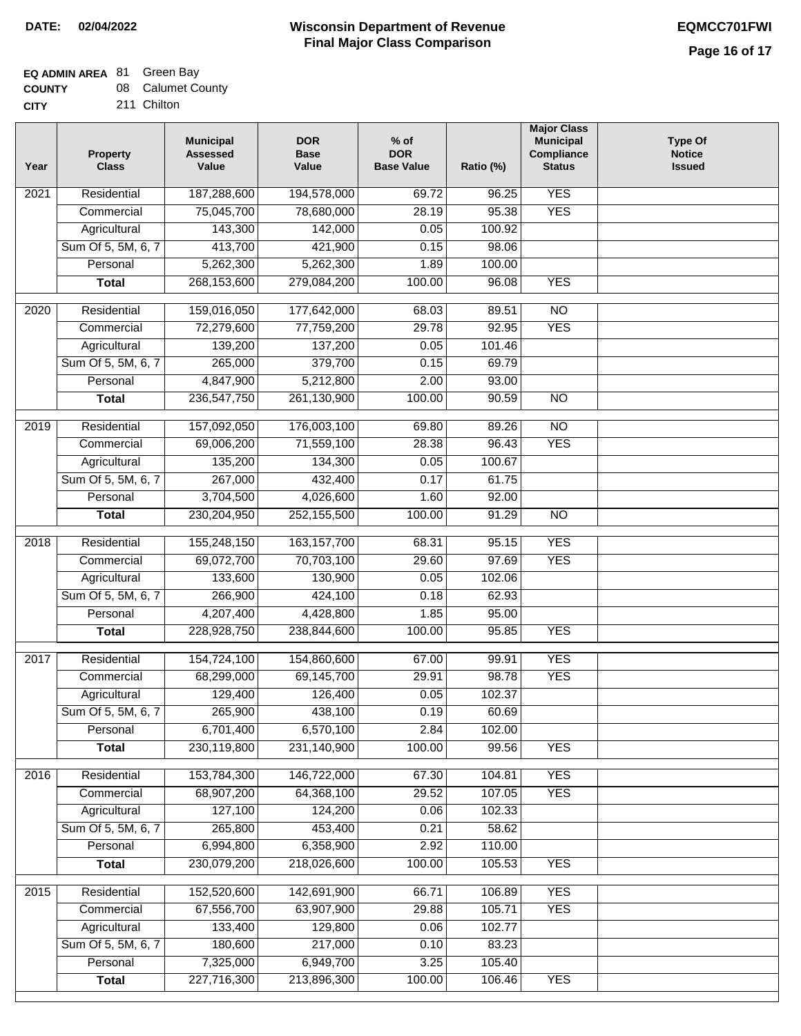**DATE:** 02/04/2022

# Wisconsin Department of Revenue
## Final Major Class Comparison

**EQMCC701FWI**

**EQ ADMIN AREA** 81 Green Bay
**COUNTY** 08 Calumet County
**CITY** 211 Chilton

| Year | Property Class | Municipal Assessed Value | DOR Base Value | % of DOR Base Value | Ratio (%) | Major Class Municipal Compliance Status | Type Of Notice Issued |
|---|---|---|---|---|---|---|---|
| 2021 | Residential | 187,288,600 | 194,578,000 | 69.72 | 96.25 | YES | |
| | Commercial | 75,045,700 | 78,680,000 | 28.19 | 95.38 | YES | |
| | Agricultural | 143,300 | 142,000 | 0.05 | 100.92 | | |
| | Sum Of 5, 5M, 6, 7 | 413,700 | 421,900 | 0.15 | 98.06 | | |
| | Personal | 5,262,300 | 5,262,300 | 1.89 | 100.00 | | |
| | **Total** | 268,153,600 | 279,084,200 | 100.00 | 96.08 | YES | |
| 2020 | Residential | 159,016,050 | 177,642,000 | 68.03 | 89.51 | NO | |
| | Commercial | 72,279,600 | 77,759,200 | 29.78 | 92.95 | YES | |
| | Agricultural | 139,200 | 137,200 | 0.05 | 101.46 | | |
| | Sum Of 5, 5M, 6, 7 | 265,000 | 379,700 | 0.15 | 69.79 | | |
| | Personal | 4,847,900 | 5,212,800 | 2.00 | 93.00 | | |
| | **Total** | 236,547,750 | 261,130,900 | 100.00 | 90.59 | NO | |
| 2019 | Residential | 157,092,050 | 176,003,100 | 69.80 | 89.26 | NO | |
| | Commercial | 69,006,200 | 71,559,100 | 28.38 | 96.43 | YES | |
| | Agricultural | 135,200 | 134,300 | 0.05 | 100.67 | | |
| | Sum Of 5, 5M, 6, 7 | 267,000 | 432,400 | 0.17 | 61.75 | | |
| | Personal | 3,704,500 | 4,026,600 | 1.60 | 92.00 | | |
| | **Total** | 230,204,950 | 252,155,500 | 100.00 | 91.29 | NO | |
| 2018 | Residential | 155,248,150 | 163,157,700 | 68.31 | 95.15 | YES | |
| | Commercial | 69,072,700 | 70,703,100 | 29.60 | 97.69 | YES | |
| | Agricultural | 133,600 | 130,900 | 0.05 | 102.06 | | |
| | Sum Of 5, 5M, 6, 7 | 266,900 | 424,100 | 0.18 | 62.93 | | |
| | Personal | 4,207,400 | 4,428,800 | 1.85 | 95.00 | | |
| | **Total** | 228,928,750 | 238,844,600 | 100.00 | 95.85 | YES | |
| 2017 | Residential | 154,724,100 | 154,860,600 | 67.00 | 99.91 | YES | |
| | Commercial | 68,299,000 | 69,145,700 | 29.91 | 98.78 | YES | |
| | Agricultural | 129,400 | 126,400 | 0.05 | 102.37 | | |
| | Sum Of 5, 5M, 6, 7 | 265,900 | 438,100 | 0.19 | 60.69 | | |
| | Personal | 6,701,400 | 6,570,100 | 2.84 | 102.00 | | |
| | **Total** | 230,119,800 | 231,140,900 | 100.00 | 99.56 | YES | |
| 2016 | Residential | 153,784,300 | 146,722,000 | 67.30 | 104.81 | YES | |
| | Commercial | 68,907,200 | 64,368,100 | 29.52 | 107.05 | YES | |
| | Agricultural | 127,100 | 124,200 | 0.06 | 102.33 | | |
| | Sum Of 5, 5M, 6, 7 | 265,800 | 453,400 | 0.21 | 58.62 | | |
| | Personal | 6,994,800 | 6,358,900 | 2.92 | 110.00 | | |
| | **Total** | 230,079,200 | 218,026,600 | 100.00 | 105.53 | YES | |
| 2015 | Residential | 152,520,600 | 142,691,900 | 66.71 | 106.89 | YES | |
| | Commercial | 67,556,700 | 63,907,900 | 29.88 | 105.71 | YES | |
| | Agricultural | 133,400 | 129,800 | 0.06 | 102.77 | | |
| | Sum Of 5, 5M, 6, 7 | 180,600 | 217,000 | 0.10 | 83.23 | | |
| | Personal | 7,325,000 | 6,949,700 | 3.25 | 105.40 | | |
| | **Total** | 227,716,300 | 213,896,300 | 100.00 | 106.46 | YES | |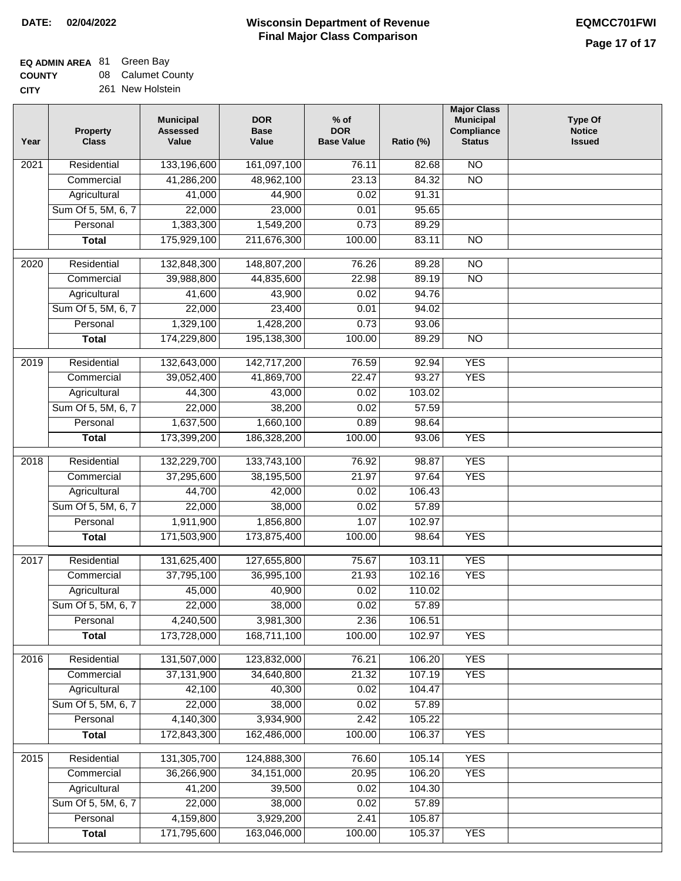**DATE: 02/04/2022**

# Wisconsin Department of Revenue
## Final Major Class Comparison

**EQMCC701FWI**

**EQ ADMIN AREA** 81 Green Bay
**COUNTY** 08 Calumet County
**CITY** 261 New Holstein

| Year | Property Class | Municipal Assessed Value | DOR Base Value | % of DOR Base Value | Ratio (%) | Major Class Municipal Compliance Status | Type Of Notice Issued |
|---|---|---|---|---|---|---|---|
| 2021 | Residential | 133,196,600 | 161,097,100 | 76.11 | 82.68 | NO | |
| | Commercial | 41,286,200 | 48,962,100 | 23.13 | 84.32 | NO | |
| | Agricultural | 41,000 | 44,900 | 0.02 | 91.31 | | |
| | Sum Of 5, 5M, 6, 7 | 22,000 | 23,000 | 0.01 | 95.65 | | |
| | Personal | 1,383,300 | 1,549,200 | 0.73 | 89.29 | | |
| | **Total** | 175,929,100 | 211,676,300 | 100.00 | 83.11 | NO | |
| 2020 | Residential | 132,848,300 | 148,807,200 | 76.26 | 89.28 | NO | |
| | Commercial | 39,988,800 | 44,835,600 | 22.98 | 89.19 | NO | |
| | Agricultural | 41,600 | 43,900 | 0.02 | 94.76 | | |
| | Sum Of 5, 5M, 6, 7 | 22,000 | 23,400 | 0.01 | 94.02 | | |
| | Personal | 1,329,100 | 1,428,200 | 0.73 | 93.06 | | |
| | **Total** | 174,229,800 | 195,138,300 | 100.00 | 89.29 | NO | |
| 2019 | Residential | 132,643,000 | 142,717,200 | 76.59 | 92.94 | YES | |
| | Commercial | 39,052,400 | 41,869,700 | 22.47 | 93.27 | YES | |
| | Agricultural | 44,300 | 43,000 | 0.02 | 103.02 | | |
| | Sum Of 5, 5M, 6, 7 | 22,000 | 38,200 | 0.02 | 57.59 | | |
| | Personal | 1,637,500 | 1,660,100 | 0.89 | 98.64 | | |
| | **Total** | 173,399,200 | 186,328,200 | 100.00 | 93.06 | YES | |
| 2018 | Residential | 132,229,700 | 133,743,100 | 76.92 | 98.87 | YES | |
| | Commercial | 37,295,600 | 38,195,500 | 21.97 | 97.64 | YES | |
| | Agricultural | 44,700 | 42,000 | 0.02 | 106.43 | | |
| | Sum Of 5, 5M, 6, 7 | 22,000 | 38,000 | 0.02 | 57.89 | | |
| | Personal | 1,911,900 | 1,856,800 | 1.07 | 102.97 | | |
| | **Total** | 171,503,900 | 173,875,400 | 100.00 | 98.64 | YES | |
| 2017 | Residential | 131,625,400 | 127,655,800 | 75.67 | 103.11 | YES | |
| | Commercial | 37,795,100 | 36,995,100 | 21.93 | 102.16 | YES | |
| | Agricultural | 45,000 | 40,900 | 0.02 | 110.02 | | |
| | Sum Of 5, 5M, 6, 7 | 22,000 | 38,000 | 0.02 | 57.89 | | |
| | Personal | 4,240,500 | 3,981,300 | 2.36 | 106.51 | | |
| | **Total** | 173,728,000 | 168,711,100 | 100.00 | 102.97 | YES | |
| 2016 | Residential | 131,507,000 | 123,832,000 | 76.21 | 106.20 | YES | |
| | Commercial | 37,131,900 | 34,640,800 | 21.32 | 107.19 | YES | |
| | Agricultural | 42,100 | 40,300 | 0.02 | 104.47 | | |
| | Sum Of 5, 5M, 6, 7 | 22,000 | 38,000 | 0.02 | 57.89 | | |
| | Personal | 4,140,300 | 3,934,900 | 2.42 | 105.22 | | |
| | **Total** | 172,843,300 | 162,486,000 | 100.00 | 106.37 | YES | |
| 2015 | Residential | 131,305,700 | 124,888,300 | 76.60 | 105.14 | YES | |
| | Commercial | 36,266,900 | 34,151,000 | 20.95 | 106.20 | YES | |
| | Agricultural | 41,200 | 39,500 | 0.02 | 104.30 | | |
| | Sum Of 5, 5M, 6, 7 | 22,000 | 38,000 | 0.02 | 57.89 | | |
| | Personal | 4,159,800 | 3,929,200 | 2.41 | 105.87 | | |
| | **Total** | 171,795,600 | 163,046,000 | 100.00 | 105.37 | YES | |